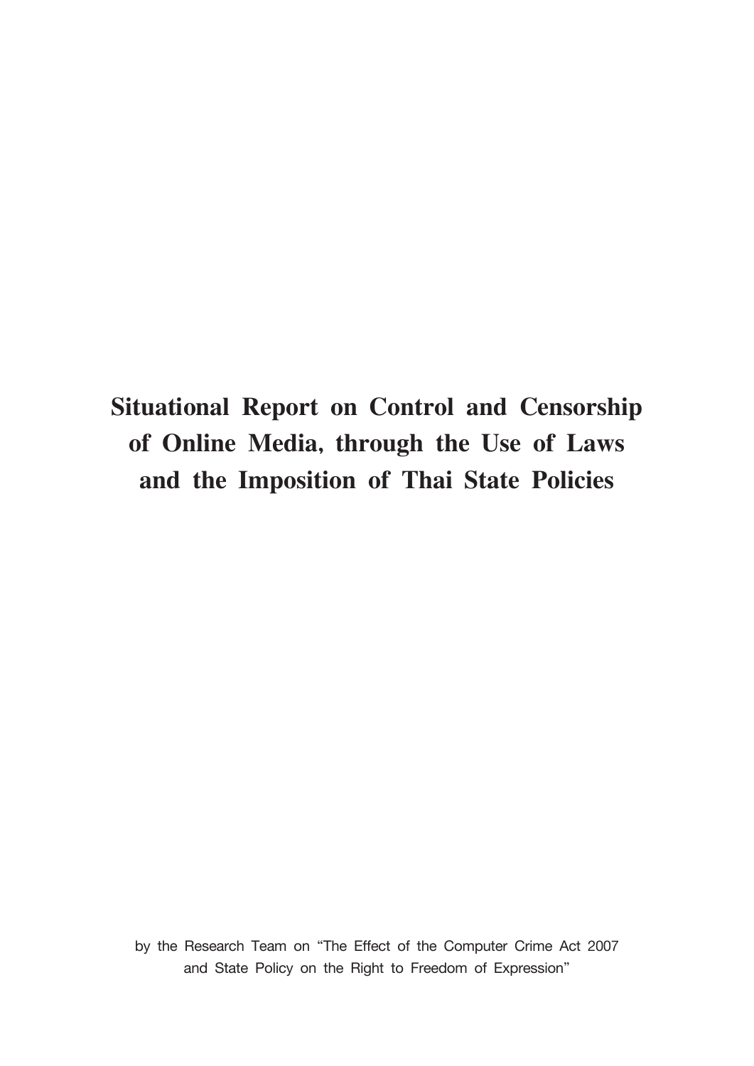# Situational Report on Control and Censorship of Online Media, through the Use of Laws and the Imposition of Thai State Policies

by the Research Team on “The Effect of the Computer Crime Act 2007 and State Policy on the Right to Freedom of Expression”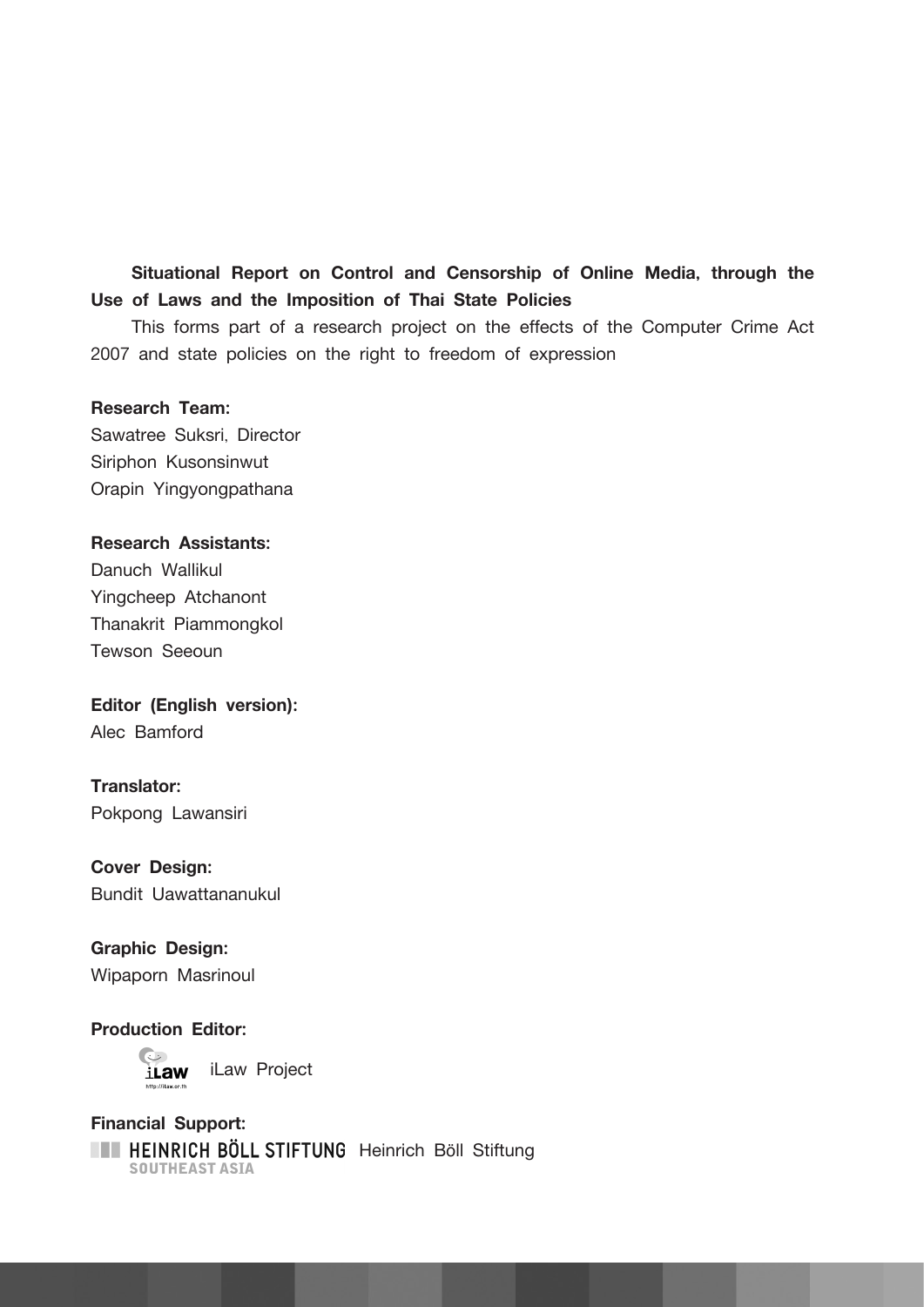**Situational Report on Control and Censorship of Online Media, through the Use of Laws and the Imposition of Thai State Policies**

This forms part of a research project on the effects of the Computer Crime Act 2007 and state policies on the right to freedom of expression

**Research Team:**
Sawatree Suksri, Director
Siriphon Kusonsinwut
Orapin Yingyongpathana

**Research Assistants:**
Danuch Wallikul
Yingcheep Atchanont
Thanakrit Piammongkol
Tewson Seeoun

**Editor (English version):**
Alec Bamford

**Translator:**
Pokpong Lawansiri

**Cover Design:**
Bundit Uawattananukul

**Graphic Design:**
Wipaporn Masrinoul

**Production Editor:**
iLaw Project

**Financial Support:**
Heinrich Böll Stiftung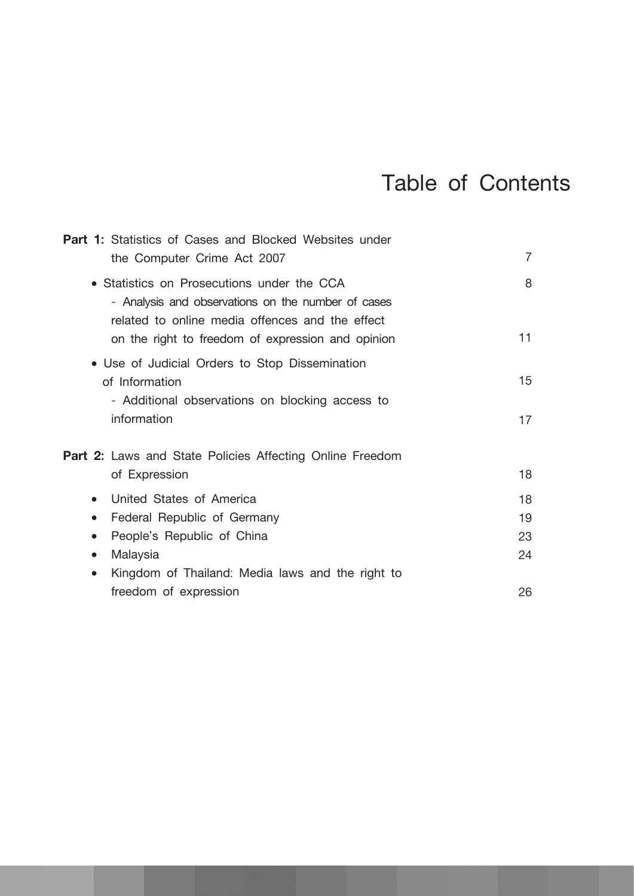# Table of Contents

**Part 1:** Statistics of Cases and Blocked Websites under the Computer Crime Act 2007 ... 7

- Statistics on Prosecutions under the CCA ... 8
  - Analysis and observations on the number of cases related to online media offences and the effect on the right to freedom of expression and opinion ... 11
- Use of Judicial Orders to Stop Dissemination of Information ... 15
  - Additional observations on blocking access to information ... 17

**Part 2:** Laws and State Policies Affecting Online Freedom of Expression ... 18

- United States of America ... 18
- Federal Republic of Germany ... 19
- People's Republic of China ... 23
- Malaysia ... 24
- Kingdom of Thailand: Media laws and the right to freedom of expression ... 26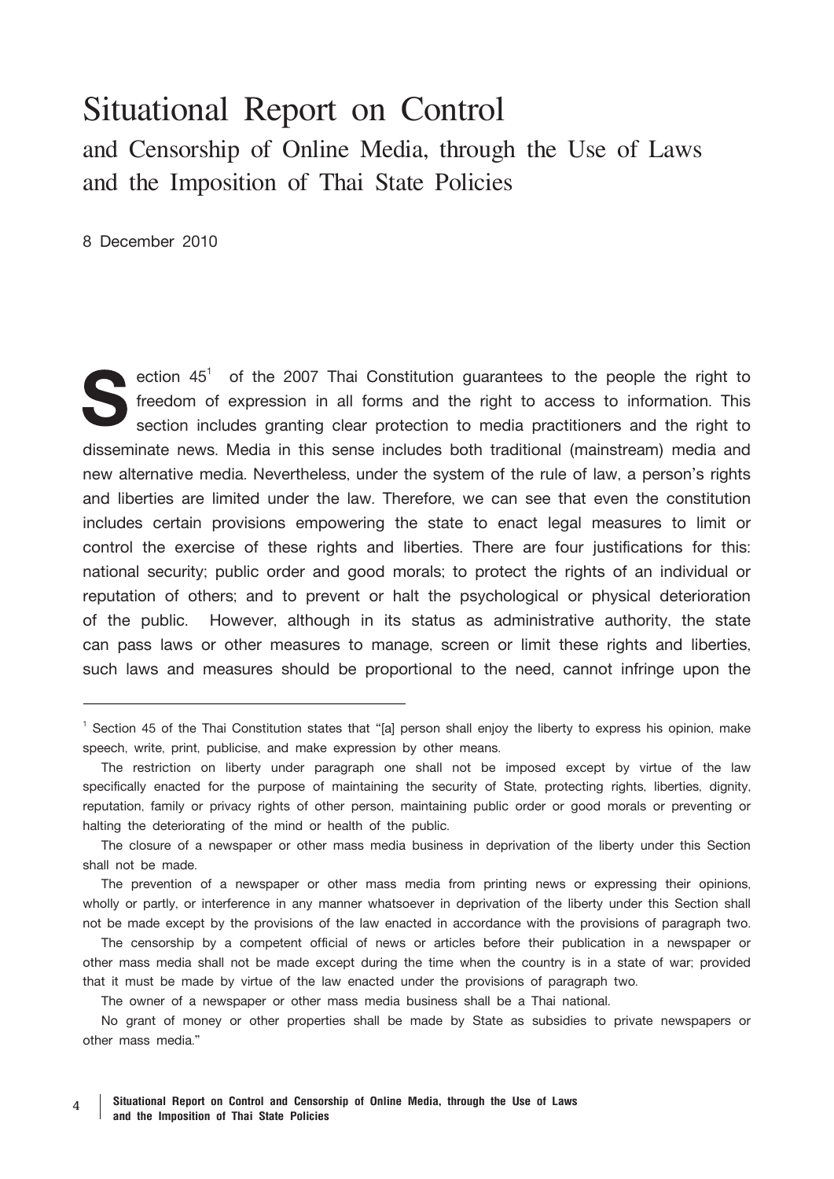# Situational Report on Control

## and Censorship of Online Media, through the Use of Laws and the Imposition of Thai State Policies

8 December 2010

Section 45[1] of the 2007 Thai Constitution guarantees to the people the right to freedom of expression in all forms and the right to access to information. This section includes granting clear protection to media practitioners and the right to disseminate news. Media in this sense includes both traditional (mainstream) media and new alternative media. Nevertheless, under the system of the rule of law, a person's rights and liberties are limited under the law. Therefore, we can see that even the constitution includes certain provisions empowering the state to enact legal measures to limit or control the exercise of these rights and liberties. There are four justifications for this: national security; public order and good morals; to protect the rights of an individual or reputation of others; and to prevent or halt the psychological or physical deterioration of the public. However, although in its status as administrative authority, the state can pass laws or other measures to manage, screen or limit these rights and liberties, such laws and measures should be proportional to the need, cannot infringe upon the

---

[1] Section 45 of the Thai Constitution states that "[a] person shall enjoy the liberty to express his opinion, make speech, write, print, publicise, and make expression by other means.

The restriction on liberty under paragraph one shall not be imposed except by virtue of the law specifically enacted for the purpose of maintaining the security of State, protecting rights, liberties, dignity, reputation, family or privacy rights of other person, maintaining public order or good morals or preventing or halting the deteriorating of the mind or health of the public.

The closure of a newspaper or other mass media business in deprivation of the liberty under this Section shall not be made.

The prevention of a newspaper or other mass media from printing news or expressing their opinions, wholly or partly, or interference in any manner whatsoever in deprivation of the liberty under this Section shall not be made except by the provisions of the law enacted in accordance with the provisions of paragraph two.

The censorship by a competent official of news or articles before their publication in a newspaper or other mass media shall not be made except during the time when the country is in a state of war; provided that it must be made by virtue of the law enacted under the provisions of paragraph two.

The owner of a newspaper or other mass media business shall be a Thai national.

No grant of money or other properties shall be made by State as subsidies to private newspapers or other mass media."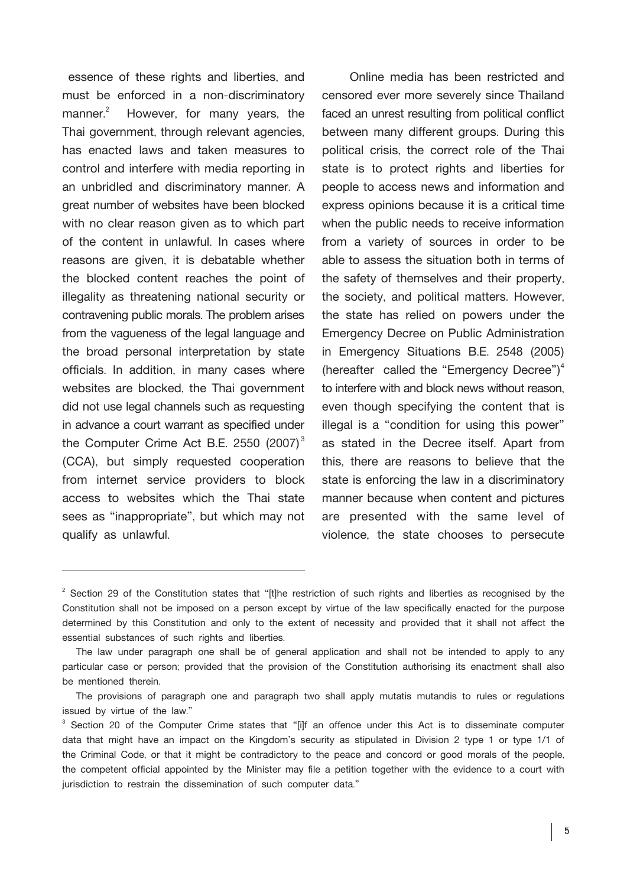essence of these rights and liberties, and must be enforced in a non-discriminatory manner.[2] However, for many years, the Thai government, through relevant agencies, has enacted laws and taken measures to control and interfere with media reporting in an unbridled and discriminatory manner. A great number of websites have been blocked with no clear reason given as to which part of the content in unlawful. In cases where reasons are given, it is debatable whether the blocked content reaches the point of illegality as threatening national security or contravening public morals. The problem arises from the vagueness of the legal language and the broad personal interpretation by state officials. In addition, in many cases where websites are blocked, the Thai government did not use legal channels such as requesting in advance a court warrant as specified under the Computer Crime Act B.E. 2550 (2007)[3] (CCA), but simply requested cooperation from internet service providers to block access to websites which the Thai state sees as "inappropriate", but which may not qualify as unlawful.

Online media has been restricted and censored ever more severely since Thailand faced an unrest resulting from political conflict between many different groups. During this political crisis, the correct role of the Thai state is to protect rights and liberties for people to access news and information and express opinions because it is a critical time when the public needs to receive information from a variety of sources in order to be able to assess the situation both in terms of the safety of themselves and their property, the society, and political matters. However, the state has relied on powers under the Emergency Decree on Public Administration in Emergency Situations B.E. 2548 (2005) (hereafter called the "Emergency Decree")[4] to interfere with and block news without reason, even though specifying the content that is illegal is a "condition for using this power" as stated in the Decree itself. Apart from this, there are reasons to believe that the state is enforcing the law in a discriminatory manner because when content and pictures are presented with the same level of violence, the state chooses to persecute

---

[2] Section 29 of the Constitution states that "[t]he restriction of such rights and liberties as recognised by the Constitution shall not be imposed on a person except by virtue of the law specifically enacted for the purpose determined by this Constitution and only to the extent of necessity and provided that it shall not affect the essential substances of such rights and liberties.

The law under paragraph one shall be of general application and shall not be intended to apply to any particular case or person; provided that the provision of the Constitution authorising its enactment shall also be mentioned therein.

The provisions of paragraph one and paragraph two shall apply mutatis mutandis to rules or regulations issued by virtue of the law."

[3] Section 20 of the Computer Crime states that "[i]f an offence under this Act is to disseminate computer data that might have an impact on the Kingdom's security as stipulated in Division 2 type 1 or type 1/1 of the Criminal Code, or that it might be contradictory to the peace and concord or good morals of the people, the competent official appointed by the Minister may file a petition together with the evidence to a court with jurisdiction to restrain the dissemination of such computer data."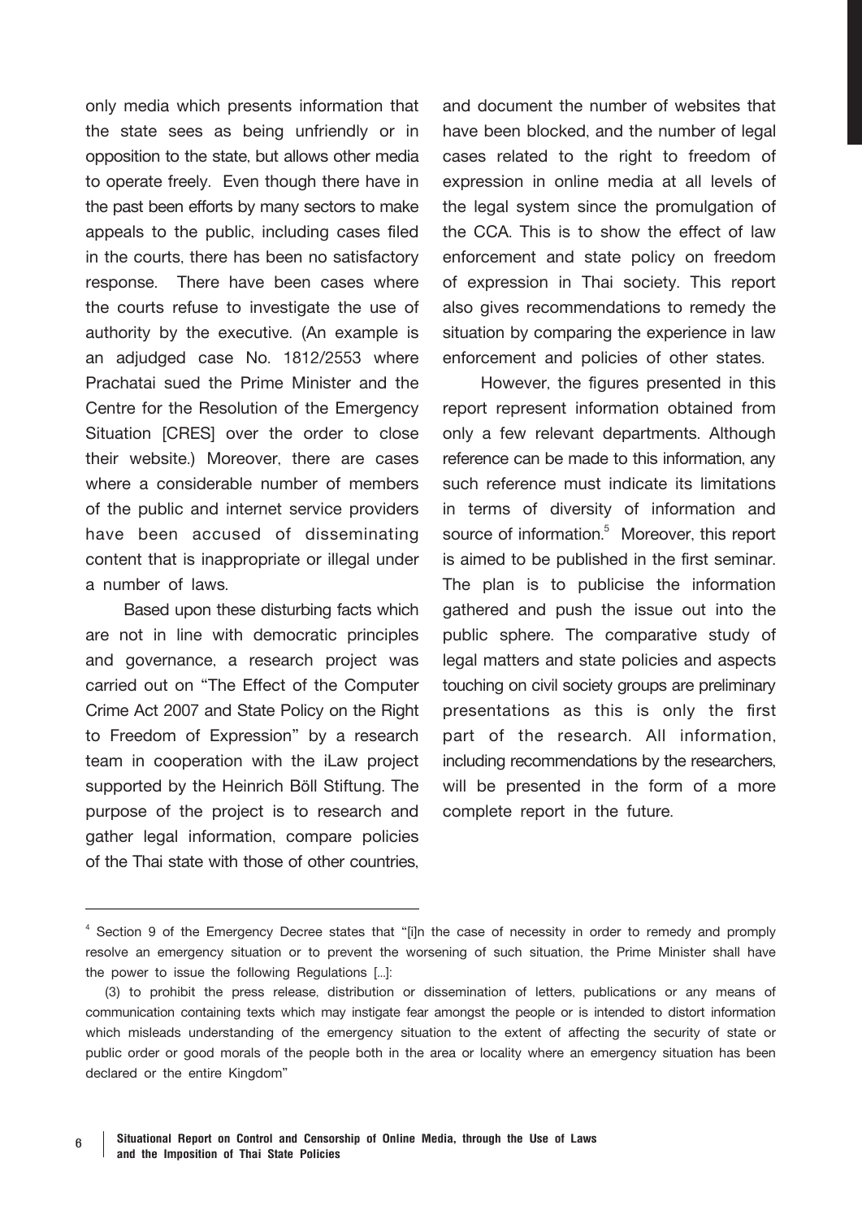only media which presents information that the state sees as being unfriendly or in opposition to the state, but allows other media to operate freely. Even though there have in the past been efforts by many sectors to make appeals to the public, including cases filed in the courts, there has been no satisfactory response. There have been cases where the courts refuse to investigate the use of authority by the executive. (An example is an adjudged case No. 1812/2553 where Prachatai sued the Prime Minister and the Centre for the Resolution of the Emergency Situation [CRES] over the order to close their website.) Moreover, there are cases where a considerable number of members of the public and internet service providers have been accused of disseminating content that is inappropriate or illegal under a number of laws.

Based upon these disturbing facts which are not in line with democratic principles and governance, a research project was carried out on "The Effect of the Computer Crime Act 2007 and State Policy on the Right to Freedom of Expression" by a research team in cooperation with the iLaw project supported by the Heinrich Böll Stiftung. The purpose of the project is to research and gather legal information, compare policies of the Thai state with those of other countries, and document the number of websites that have been blocked, and the number of legal cases related to the right to freedom of expression in online media at all levels of the legal system since the promulgation of the CCA. This is to show the effect of law enforcement and state policy on freedom of expression in Thai society. This report also gives recommendations to remedy the situation by comparing the experience in law enforcement and policies of other states.

However, the figures presented in this report represent information obtained from only a few relevant departments. Although reference can be made to this information, any such reference must indicate its limitations in terms of diversity of information and source of information.[5] Moreover, this report is aimed to be published in the first seminar. The plan is to publicise the information gathered and push the issue out into the public sphere. The comparative study of legal matters and state policies and aspects touching on civil society groups are preliminary presentations as this is only the first part of the research. All information, including recommendations by the researchers, will be presented in the form of a more complete report in the future.

---

[4] Section 9 of the Emergency Decree states that "[i]n the case of necessity in order to remedy and promply resolve an emergency situation or to prevent the worsening of such situation, the Prime Minister shall have the power to issue the following Regulations [...]:

(3) to prohibit the press release, distribution or dissemination of letters, publications or any means of communication containing texts which may instigate fear amongst the people or is intended to distort information which misleads understanding of the emergency situation to the extent of affecting the security of state or public order or good morals of the people both in the area or locality where an emergency situation has been declared or the entire Kingdom"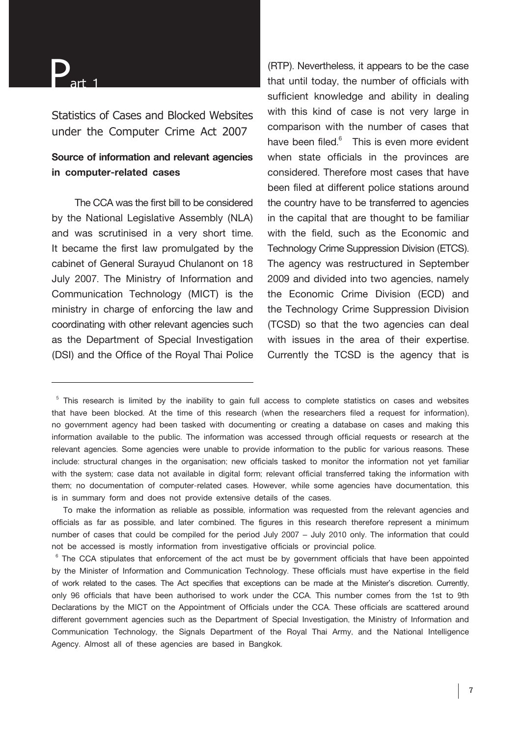# Part 1

## Statistics of Cases and Blocked Websites under the Computer Crime Act 2007

### Source of information and relevant agencies in computer-related cases

The CCA was the first bill to be considered by the National Legislative Assembly (NLA) and was scrutinised in a very short time. It became the first law promulgated by the cabinet of General Surayud Chulanont on 18 July 2007. The Ministry of Information and Communication Technology (MICT) is the ministry in charge of enforcing the law and coordinating with other relevant agencies such as the Department of Special Investigation (DSI) and the Office of the Royal Thai Police (RTP). Nevertheless, it appears to be the case that until today, the number of officials with sufficient knowledge and ability in dealing with this kind of case is not very large in comparison with the number of cases that have been filed.[6] This is even more evident when state officials in the provinces are considered. Therefore most cases that have been filed at different police stations around the country have to be transferred to agencies in the capital that are thought to be familiar with the field, such as the Economic and Technology Crime Suppression Division (ETCS). The agency was restructured in September 2009 and divided into two agencies, namely the Economic Crime Division (ECD) and the Technology Crime Suppression Division (TCSD) so that the two agencies can deal with issues in the area of their expertise. Currently the TCSD is the agency that is

---

[5] This research is limited by the inability to gain full access to complete statistics on cases and websites that have been blocked. At the time of this research (when the researchers filed a request for information), no government agency had been tasked with documenting or creating a database on cases and making this information available to the public. The information was accessed through official requests or research at the relevant agencies. Some agencies were unable to provide information to the public for various reasons. These include: structural changes in the organisation; new officials tasked to monitor the information not yet familiar with the system; case data not available in digital form; relevant official transferred taking the information with them; no documentation of computer-related cases. However, while some agencies have documentation, this is in summary form and does not provide extensive details of the cases.

To make the information as reliable as possible, information was requested from the relevant agencies and officials as far as possible, and later combined. The figures in this research therefore represent a minimum number of cases that could be compiled for the period July 2007 – July 2010 only. The information that could not be accessed is mostly information from investigative officials or provincial police.

[6] The CCA stipulates that enforcement of the act must be by government officials that have been appointed by the Minister of Information and Communication Technology. These officials must have expertise in the field of work related to the cases. The Act specifies that exceptions can be made at the Minister's discretion. Currently, only 96 officials that have been authorised to work under the CCA. This number comes from the 1st to 9th Declarations by the MICT on the Appointment of Officials under the CCA. These officials are scattered around different government agencies such as the Department of Special Investigation, the Ministry of Information and Communication Technology, the Signals Department of the Royal Thai Army, and the National Intelligence Agency. Almost all of these agencies are based in Bangkok.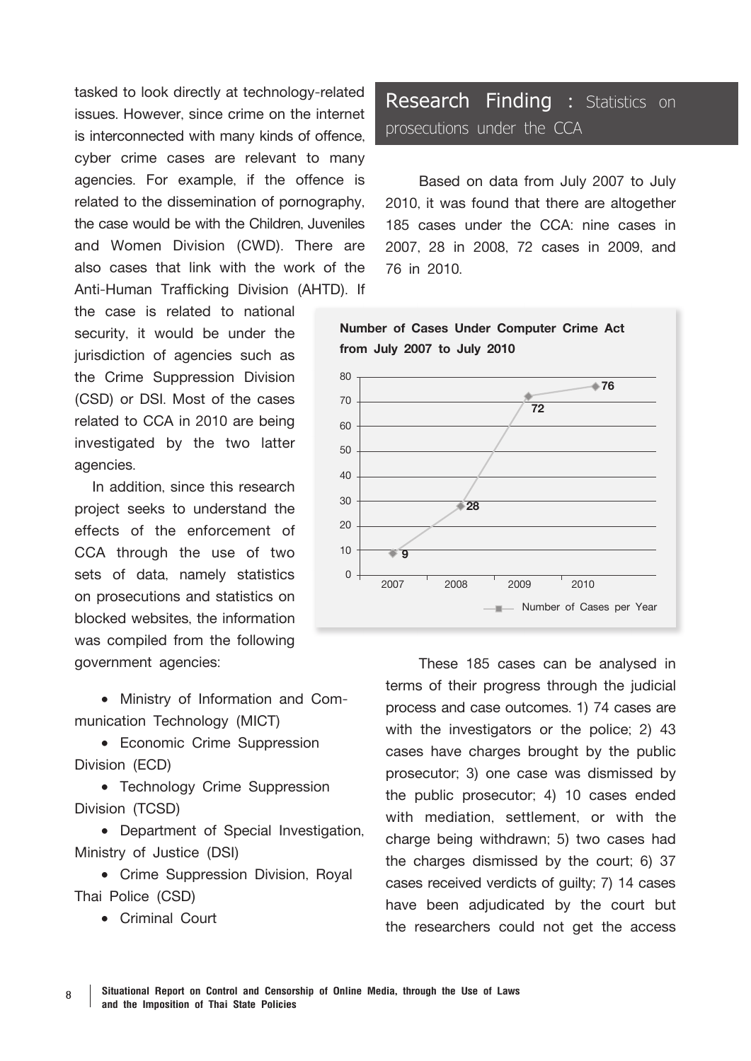tasked to look directly at technology-related issues. However, since crime on the internet is interconnected with many kinds of offence, cyber crime cases are relevant to many agencies. For example, if the offence is related to the dissemination of pornography, the case would be with the Children, Juveniles and Women Division (CWD). There are also cases that link with the work of the Anti-Human Trafficking Division (AHTD). If the case is related to national security, it would be under the jurisdiction of agencies such as the Crime Suppression Division (CSD) or DSI. Most of the cases related to CCA in 2010 are being investigated by the two latter agencies.

In addition, since this research project seeks to understand the effects of the enforcement of CCA through the use of two sets of data, namely statistics on prosecutions and statistics on blocked websites, the information was compiled from the following government agencies:

- Ministry of Information and Communication Technology (MICT)
- Economic Crime Suppression Division (ECD)
- Technology Crime Suppression Division (TCSD)
- Department of Special Investigation, Ministry of Justice (DSI)
- Crime Suppression Division, Royal Thai Police (CSD)
- Criminal Court

## Research Finding : Statistics on prosecutions under the CCA

Based on data from July 2007 to July 2010, it was found that there are altogether 185 cases under the CCA: nine cases in 2007, 28 in 2008, 72 cases in 2009, and 76 in 2010.

**Number of Cases Under Computer Crime Act from July 2007 to July 2010**

| Year | Number of Cases per Year |
|---|---|
| 2007 | 9 |
| 2008 | 28 |
| 2009 | 72 |
| 2010 | 76 |

These 185 cases can be analysed in terms of their progress through the judicial process and case outcomes. 1) 74 cases are with the investigators or the police; 2) 43 cases have charges brought by the public prosecutor; 3) one case was dismissed by the public prosecutor; 4) 10 cases ended with mediation, settlement, or with the charge being withdrawn; 5) two cases had the charges dismissed by the court; 6) 37 cases received verdicts of guilty; 7) 14 cases have been adjudicated by the court but the researchers could not get the access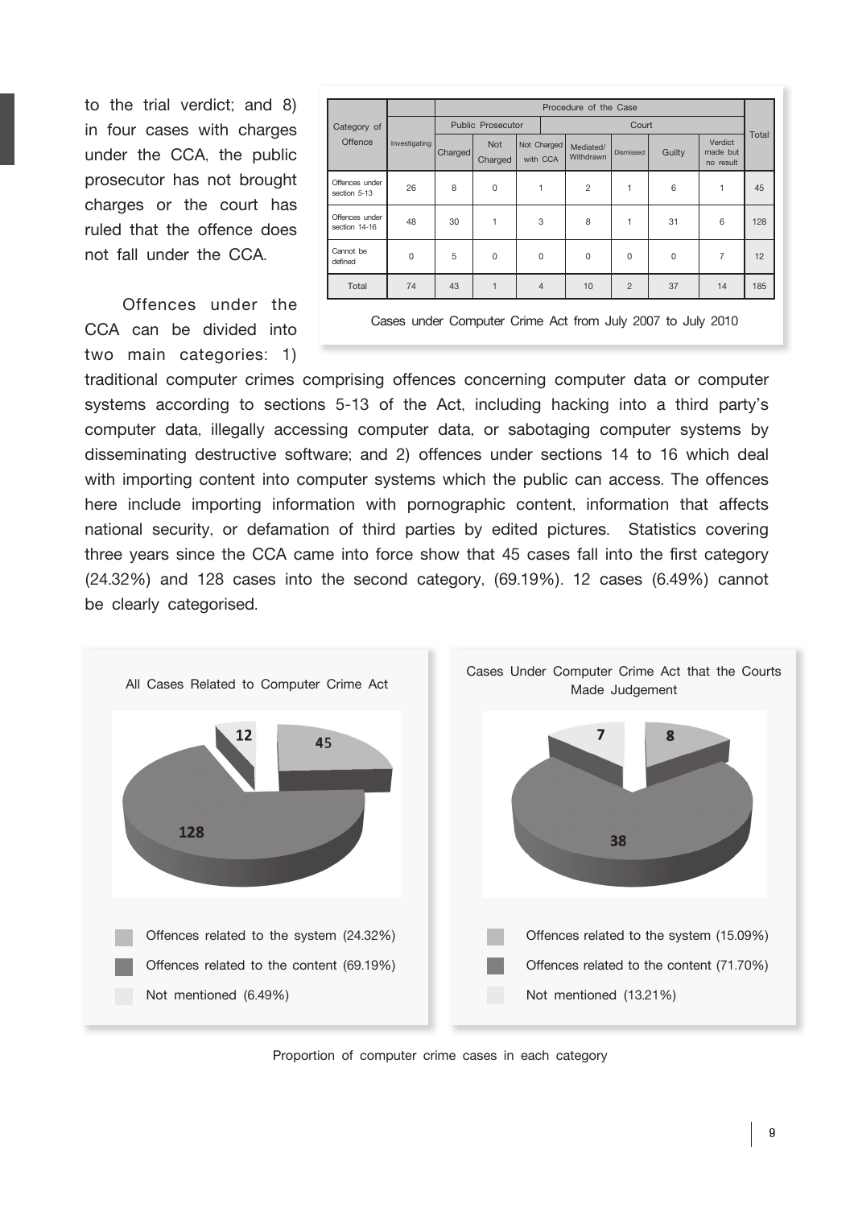to the trial verdict; and 8) in four cases with charges under the CCA, the public prosecutor has not brought charges or the court has ruled that the offence does not fall under the CCA.

| Category of Offence | Investigating | Procedure of the Case | | | | | | | Total |
|---|---|---|---|---|---|---|---|---|---|
| | | Public Prosecutor | | Court | | | | | |
| | | Charged | Not Charged | Not Charged with CCA | Mediated/ Withdrawn | Dismissed | Guilty | Verdict made but no result | |
| Offences under section 5-13 | 26 | 8 | 0 | 1 | 2 | 1 | 6 | 1 | 45 |
| Offences under section 14-16 | 48 | 30 | 1 | 3 | 8 | 1 | 31 | 6 | 128 |
| Cannot be defined | 0 | 5 | 0 | 0 | 0 | 0 | 0 | 7 | 12 |
| Total | 74 | 43 | 1 | 4 | 10 | 2 | 37 | 14 | 185 |

Cases under Computer Crime Act from July 2007 to July 2010

Offences under the CCA can be divided into two main categories: 1) traditional computer crimes comprising offences concerning computer data or computer systems according to sections 5-13 of the Act, including hacking into a third party's computer data, illegally accessing computer data, or sabotaging computer systems by disseminating destructive software; and 2) offences under sections 14 to 16 which deal with importing content into computer systems which the public can access. The offences here include importing information with pornographic content, information that affects national security, or defamation of third parties by edited pictures. Statistics covering three years since the CCA came into force show that 45 cases fall into the first category (24.32%) and 128 cases into the second category, (69.19%). 12 cases (6.49%) cannot be clearly categorised.

All Cases Related to Computer Crime Act

- 12
- 45
- 128

Offences related to the system (24.32%)
Offences related to the content (69.19%)
Not mentioned (6.49%)

Cases Under Computer Crime Act that the Courts Made Judgement

- 7
- 8
- 38

Offences related to the system (15.09%)
Offences related to the content (71.70%)
Not mentioned (13.21%)

Proportion of computer crime cases in each category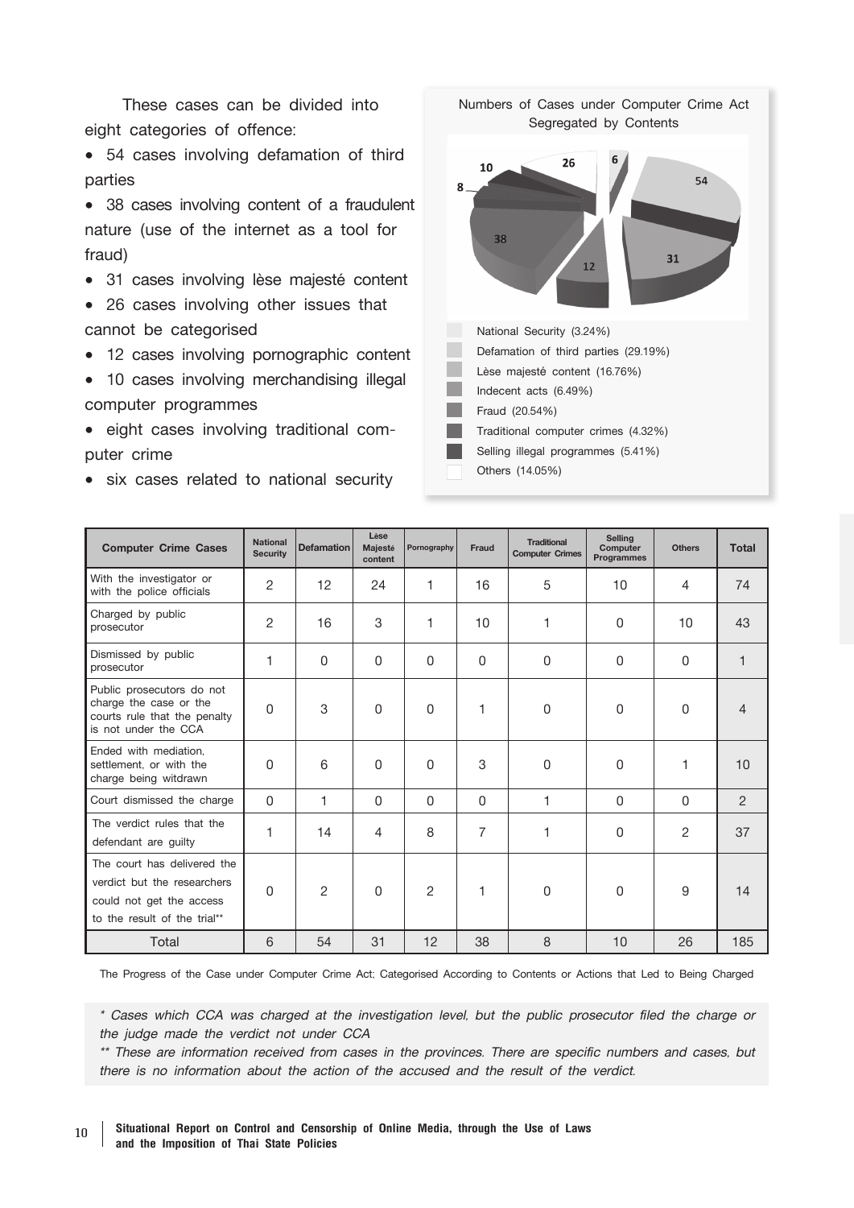These cases can be divided into eight categories of offence:

- 54 cases involving defamation of third parties
- 38 cases involving content of a fraudulent nature (use of the internet as a tool for fraud)
- 31 cases involving lèse majesté content
- 26 cases involving other issues that cannot be categorised
- 12 cases involving pornographic content
- 10 cases involving merchandising illegal computer programmes
- eight cases involving traditional computer crime
- six cases related to national security

Numbers of Cases under Computer Crime Act Segregated by Contents

- National Security (3.24%)
- Defamation of third parties (29.19%)
- Lèse majesté content (16.76%)
- Indecent acts (6.49%)
- Fraud (20.54%)
- Traditional computer crimes (4.32%)
- Selling illegal programmes (5.41%)
- Others (14.05%)

| Computer Crime Cases | National Security | Defamation | Lèse Majesté content | Pornography | Fraud | Traditional Computer Crimes | Selling Computer Programmes | Others | Total |
|---|---|---|---|---|---|---|---|---|---|
| With the investigator or with the police officials | 2 | 12 | 24 | 1 | 16 | 5 | 10 | 4 | 74 |
| Charged by public prosecutor | 2 | 16 | 3 | 1 | 10 | 1 | 0 | 10 | 43 |
| Dismissed by public prosecutor | 1 | 0 | 0 | 0 | 0 | 0 | 0 | 0 | 1 |
| Public prosecutors do not charge the case or the courts rule that the penalty is not under the CCA | 0 | 3 | 0 | 0 | 1 | 0 | 0 | 0 | 4 |
| Ended with mediation, settlement, or with the charge being witdrawn | 0 | 6 | 0 | 0 | 3 | 0 | 0 | 1 | 10 |
| Court dismissed the charge | 0 | 1 | 0 | 0 | 0 | 1 | 0 | 0 | 2 |
| The verdict rules that the defendant are guilty | 1 | 14 | 4 | 8 | 7 | 1 | 0 | 2 | 37 |
| The court has delivered the verdict but the researchers could not get the access to the result of the trial** | 0 | 2 | 0 | 2 | 1 | 0 | 0 | 9 | 14 |
| Total | 6 | 54 | 31 | 12 | 38 | 8 | 10 | 26 | 185 |

The Progress of the Case under Computer Crime Act; Categorised According to Contents or Actions that Led to Being Charged

*\* Cases which CCA was charged at the investigation level, but the public prosecutor filed the charge or the judge made the verdict not under CCA*

*\*\* These are information received from cases in the provinces. There are specific numbers and cases, but there is no information about the action of the accused and the result of the verdict.*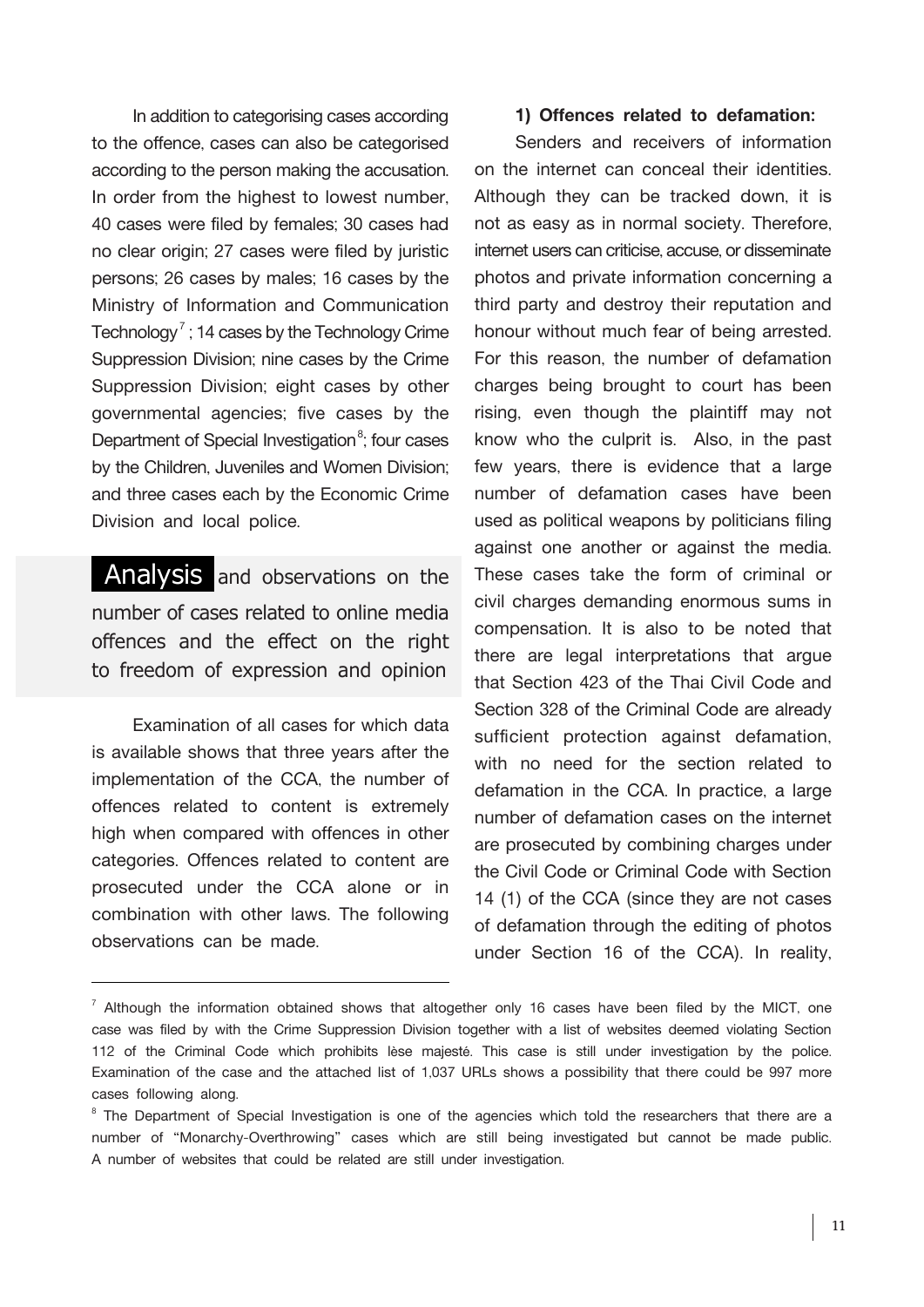In addition to categorising cases according to the offence, cases can also be categorised according to the person making the accusation. In order from the highest to lowest number, 40 cases were filed by females; 30 cases had no clear origin; 27 cases were filed by juristic persons; 26 cases by males; 16 cases by the Ministry of Information and Communication Technology[7]; 14 cases by the Technology Crime Suppression Division; nine cases by the Crime Suppression Division; eight cases by other governmental agencies; five cases by the Department of Special Investigation[8]; four cases by the Children, Juveniles and Women Division; and three cases each by the Economic Crime Division and local police.

## Analysis and observations on the number of cases related to online media offences and the effect on the right to freedom of expression and opinion

Examination of all cases for which data is available shows that three years after the implementation of the CCA, the number of offences related to content is extremely high when compared with offences in other categories. Offences related to content are prosecuted under the CCA alone or in combination with other laws. The following observations can be made.

**1) Offences related to defamation:**

Senders and receivers of information on the internet can conceal their identities. Although they can be tracked down, it is not as easy as in normal society. Therefore, internet users can criticise, accuse, or disseminate photos and private information concerning a third party and destroy their reputation and honour without much fear of being arrested. For this reason, the number of defamation charges being brought to court has been rising, even though the plaintiff may not know who the culprit is. Also, in the past few years, there is evidence that a large number of defamation cases have been used as political weapons by politicians filing against one another or against the media. These cases take the form of criminal or civil charges demanding enormous sums in compensation. It is also to be noted that there are legal interpretations that argue that Section 423 of the Thai Civil Code and Section 328 of the Criminal Code are already sufficient protection against defamation, with no need for the section related to defamation in the CCA. In practice, a large number of defamation cases on the internet are prosecuted by combining charges under the Civil Code or Criminal Code with Section 14 (1) of the CCA (since they are not cases of defamation through the editing of photos under Section 16 of the CCA). In reality,

---

[7] Although the information obtained shows that altogether only 16 cases have been filed by the MICT, one case was filed by with the Crime Suppression Division together with a list of websites deemed violating Section 112 of the Criminal Code which prohibits lèse majesté. This case is still under investigation by the police. Examination of the case and the attached list of 1,037 URLs shows a possibility that there could be 997 more cases following along.

[8] The Department of Special Investigation is one of the agencies which told the researchers that there are a number of "Monarchy-Overthrowing" cases which are still being investigated but cannot be made public. A number of websites that could be related are still under investigation.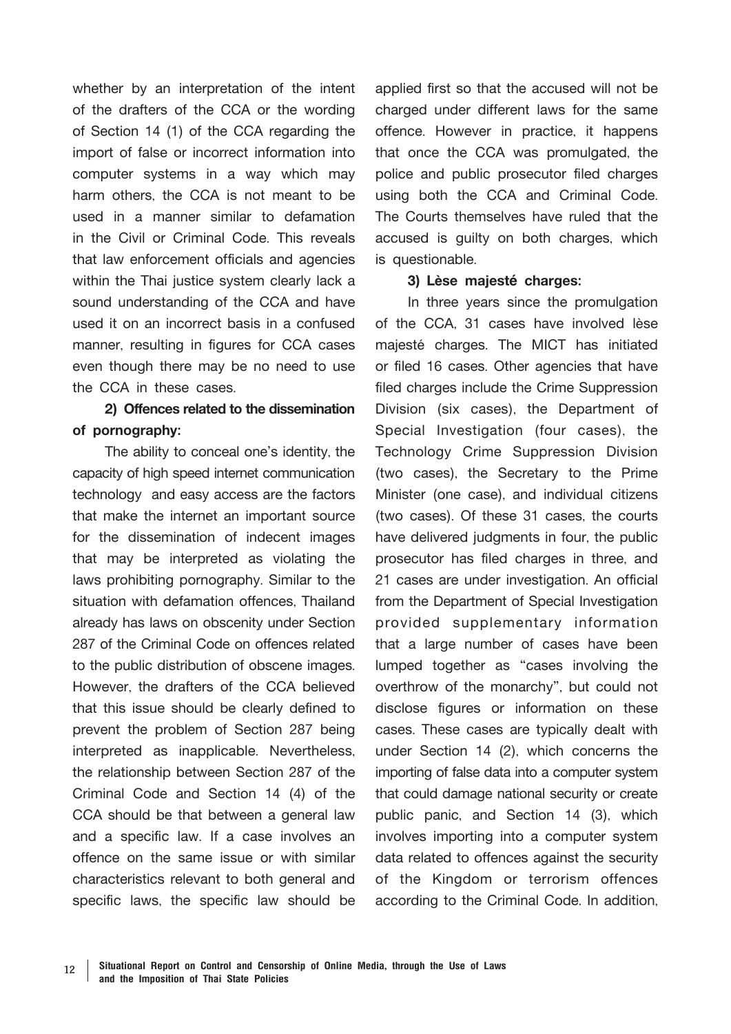whether by an interpretation of the intent of the drafters of the CCA or the wording of Section 14 (1) of the CCA regarding the import of false or incorrect information into computer systems in a way which may harm others, the CCA is not meant to be used in a manner similar to defamation in the Civil or Criminal Code. This reveals that law enforcement officials and agencies within the Thai justice system clearly lack a sound understanding of the CCA and have used it on an incorrect basis in a confused manner, resulting in figures for CCA cases even though there may be no need to use the CCA in these cases.

**2) Offences related to the dissemination of pornography:**

The ability to conceal one's identity, the capacity of high speed internet communication technology and easy access are the factors that make the internet an important source for the dissemination of indecent images that may be interpreted as violating the laws prohibiting pornography. Similar to the situation with defamation offences, Thailand already has laws on obscenity under Section 287 of the Criminal Code on offences related to the public distribution of obscene images. However, the drafters of the CCA believed that this issue should be clearly defined to prevent the problem of Section 287 being interpreted as inapplicable. Nevertheless, the relationship between Section 287 of the Criminal Code and Section 14 (4) of the CCA should be that between a general law and a specific law. If a case involves an offence on the same issue or with similar characteristics relevant to both general and specific laws, the specific law should be applied first so that the accused will not be charged under different laws for the same offence. However in practice, it happens that once the CCA was promulgated, the police and public prosecutor filed charges using both the CCA and Criminal Code. The Courts themselves have ruled that the accused is guilty on both charges, which is questionable.

**3) Lèse majesté charges:**

In three years since the promulgation of the CCA, 31 cases have involved lèse majesté charges. The MICT has initiated or filed 16 cases. Other agencies that have filed charges include the Crime Suppression Division (six cases), the Department of Special Investigation (four cases), the Technology Crime Suppression Division (two cases), the Secretary to the Prime Minister (one case), and individual citizens (two cases). Of these 31 cases, the courts have delivered judgments in four, the public prosecutor has filed charges in three, and 21 cases are under investigation. An official from the Department of Special Investigation provided supplementary information that a large number of cases have been lumped together as "cases involving the overthrow of the monarchy", but could not disclose figures or information on these cases. These cases are typically dealt with under Section 14 (2), which concerns the importing of false data into a computer system that could damage national security or create public panic, and Section 14 (3), which involves importing into a computer system data related to offences against the security of the Kingdom or terrorism offences according to the Criminal Code. In addition,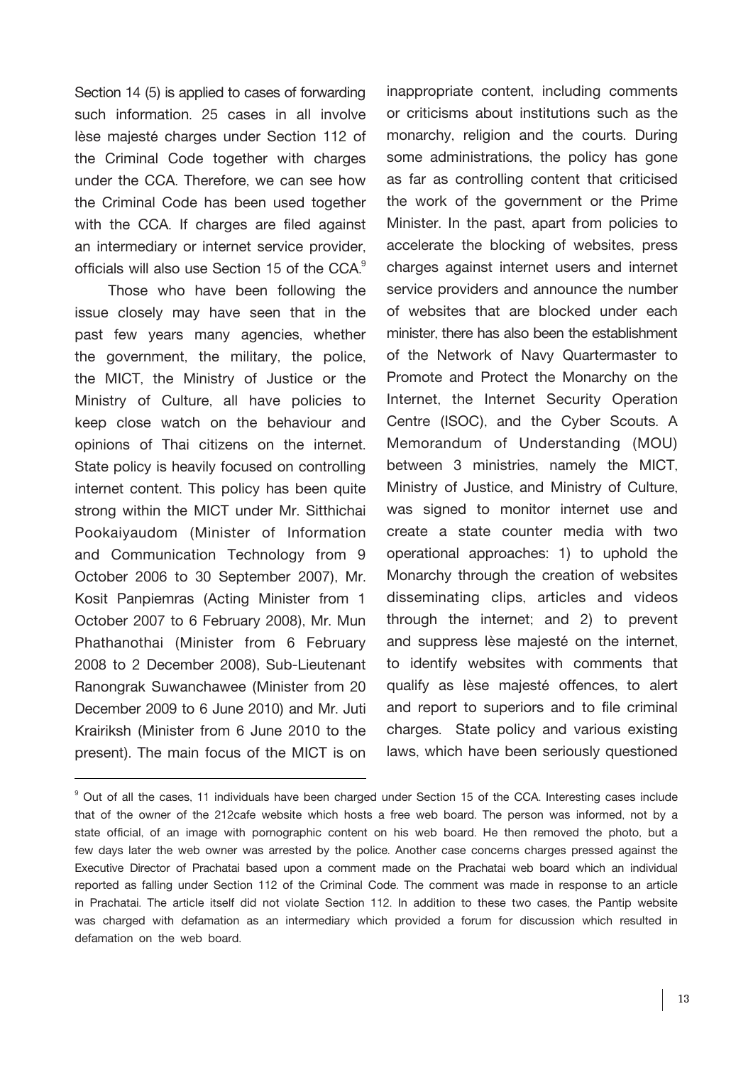Section 14 (5) is applied to cases of forwarding such information. 25 cases in all involve lèse majesté charges under Section 112 of the Criminal Code together with charges under the CCA. Therefore, we can see how the Criminal Code has been used together with the CCA. If charges are filed against an intermediary or internet service provider, officials will also use Section 15 of the CCA.[9]

Those who have been following the issue closely may have seen that in the past few years many agencies, whether the government, the military, the police, the MICT, the Ministry of Justice or the Ministry of Culture, all have policies to keep close watch on the behaviour and opinions of Thai citizens on the internet. State policy is heavily focused on controlling internet content. This policy has been quite strong within the MICT under Mr. Sitthichai Pookaiyaudom (Minister of Information and Communication Technology from 9 October 2006 to 30 September 2007), Mr. Kosit Panpiemras (Acting Minister from 1 October 2007 to 6 February 2008), Mr. Mun Phathanothai (Minister from 6 February 2008 to 2 December 2008), Sub-Lieutenant Ranongrak Suwanchawee (Minister from 20 December 2009 to 6 June 2010) and Mr. Juti Krairiksh (Minister from 6 June 2010 to the present). The main focus of the MICT is on inappropriate content, including comments or criticisms about institutions such as the monarchy, religion and the courts. During some administrations, the policy has gone as far as controlling content that criticised the work of the government or the Prime Minister. In the past, apart from policies to accelerate the blocking of websites, press charges against internet users and internet service providers and announce the number of websites that are blocked under each minister, there has also been the establishment of the Network of Navy Quartermaster to Promote and Protect the Monarchy on the Internet, the Internet Security Operation Centre (ISOC), and the Cyber Scouts. A Memorandum of Understanding (MOU) between 3 ministries, namely the MICT, Ministry of Justice, and Ministry of Culture, was signed to monitor internet use and create a state counter media with two operational approaches: 1) to uphold the Monarchy through the creation of websites disseminating clips, articles and videos through the internet; and 2) to prevent and suppress lèse majesté on the internet, to identify websites with comments that qualify as lèse majesté offences, to alert and report to superiors and to file criminal charges. State policy and various existing laws, which have been seriously questioned

---

[9] Out of all the cases, 11 individuals have been charged under Section 15 of the CCA. Interesting cases include that of the owner of the 212cafe website which hosts a free web board. The person was informed, not by a state official, of an image with pornographic content on his web board. He then removed the photo, but a few days later the web owner was arrested by the police. Another case concerns charges pressed against the Executive Director of Prachatai based upon a comment made on the Prachatai web board which an individual reported as falling under Section 112 of the Criminal Code. The comment was made in response to an article in Prachatai. The article itself did not violate Section 112. In addition to these two cases, the Pantip website was charged with defamation as an intermediary which provided a forum for discussion which resulted in defamation on the web board.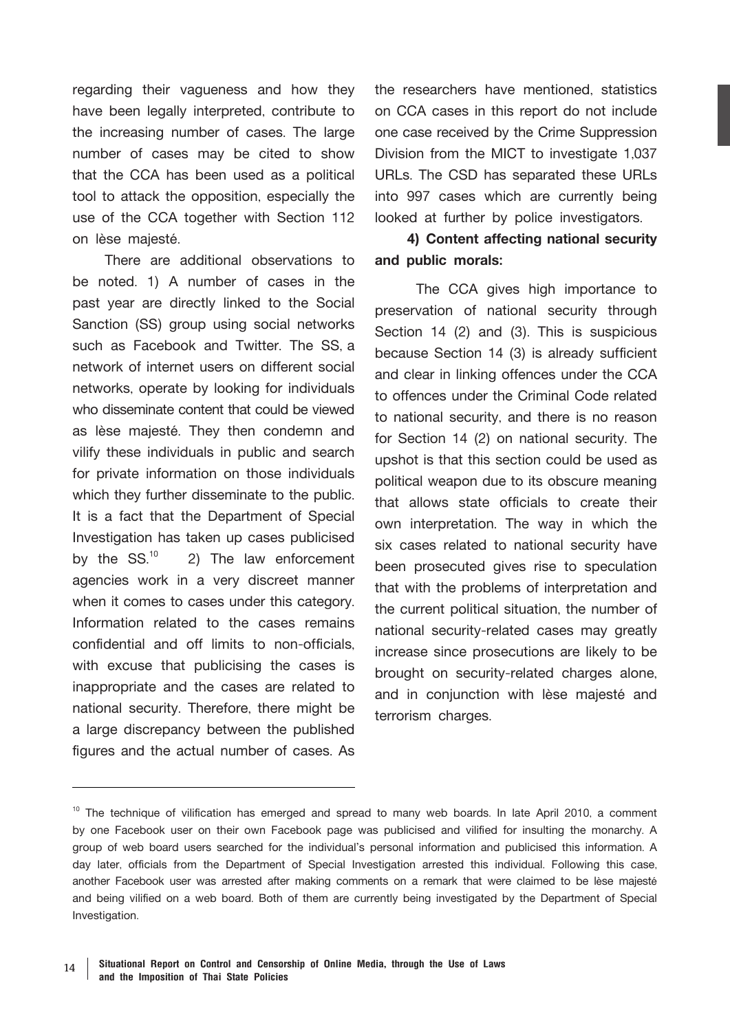regarding their vagueness and how they have been legally interpreted, contribute to the increasing number of cases. The large number of cases may be cited to show that the CCA has been used as a political tool to attack the opposition, especially the use of the CCA together with Section 112 on lèse majesté.

There are additional observations to be noted. 1) A number of cases in the past year are directly linked to the Social Sanction (SS) group using social networks such as Facebook and Twitter. The SS, a network of internet users on different social networks, operate by looking for individuals who disseminate content that could be viewed as lèse majesté. They then condemn and vilify these individuals in public and search for private information on those individuals which they further disseminate to the public. It is a fact that the Department of Special Investigation has taken up cases publicised by the SS.[10] 2) The law enforcement agencies work in a very discreet manner when it comes to cases under this category. Information related to the cases remains confidential and off limits to non-officials, with excuse that publicising the cases is inappropriate and the cases are related to national security. Therefore, there might be a large discrepancy between the published figures and the actual number of cases. As the researchers have mentioned, statistics on CCA cases in this report do not include one case received by the Crime Suppression Division from the MICT to investigate 1,037 URLs. The CSD has separated these URLs into 997 cases which are currently being looked at further by police investigators.

**4) Content affecting national security and public morals:**

The CCA gives high importance to preservation of national security through Section 14 (2) and (3). This is suspicious because Section 14 (3) is already sufficient and clear in linking offences under the CCA to offences under the Criminal Code related to national security, and there is no reason for Section 14 (2) on national security. The upshot is that this section could be used as political weapon due to its obscure meaning that allows state officials to create their own interpretation. The way in which the six cases related to national security have been prosecuted gives rise to speculation that with the problems of interpretation and the current political situation, the number of national security-related cases may greatly increase since prosecutions are likely to be brought on security-related charges alone, and in conjunction with lèse majesté and terrorism charges.

---

[10] The technique of vilification has emerged and spread to many web boards. In late April 2010, a comment by one Facebook user on their own Facebook page was publicised and vilified for insulting the monarchy. A group of web board users searched for the individual's personal information and publicised this information. A day later, officials from the Department of Special Investigation arrested this individual. Following this case, another Facebook user was arrested after making comments on a remark that were claimed to be lèse majesté and being vilified on a web board. Both of them are currently being investigated by the Department of Special Investigation.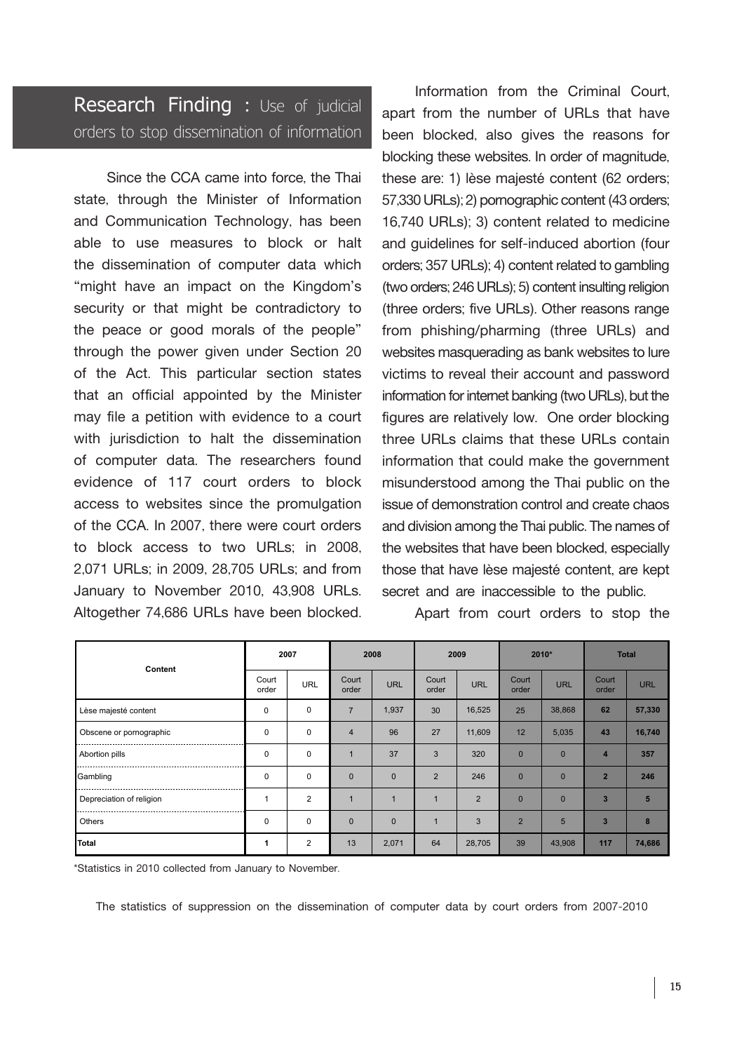## Research Finding : Use of judicial orders to stop dissemination of information

Since the CCA came into force, the Thai state, through the Minister of Information and Communication Technology, has been able to use measures to block or halt the dissemination of computer data which "might have an impact on the Kingdom's security or that might be contradictory to the peace or good morals of the people" through the power given under Section 20 of the Act. This particular section states that an official appointed by the Minister may file a petition with evidence to a court with jurisdiction to halt the dissemination of computer data. The researchers found evidence of 117 court orders to block access to websites since the promulgation of the CCA. In 2007, there were court orders to block access to two URLs; in 2008, 2,071 URLs; in 2009, 28,705 URLs; and from January to November 2010, 43,908 URLs. Altogether 74,686 URLs have been blocked.

Information from the Criminal Court, apart from the number of URLs that have been blocked, also gives the reasons for blocking these websites. In order of magnitude, these are: 1) lèse majesté content (62 orders; 57,330 URLs); 2) pornographic content (43 orders; 16,740 URLs); 3) content related to medicine and guidelines for self-induced abortion (four orders; 357 URLs); 4) content related to gambling (two orders; 246 URLs); 5) content insulting religion (three orders; five URLs). Other reasons range from phishing/pharming (three URLs) and websites masquerading as bank websites to lure victims to reveal their account and password information for internet banking (two URLs), but the figures are relatively low. One order blocking three URLs claims that these URLs contain information that could make the government misunderstood among the Thai public on the issue of demonstration control and create chaos and division among the Thai public. The names of the websites that have been blocked, especially those that have lèse majesté content, are kept secret and are inaccessible to the public.

Apart from court orders to stop the

| Content | 2007 | | 2008 | | 2009 | | 2010* | | Total | |
|---|---|---|---|---|---|---|---|---|---|---|
| | Court order | URL | Court order | URL | Court order | URL | Court order | URL | Court order | URL |
| Lèse majesté content | 0 | 0 | 7 | 1,937 | 30 | 16,525 | 25 | 38,868 | 62 | 57,330 |
| Obscene or pornographic | 0 | 0 | 4 | 96 | 27 | 11,609 | 12 | 5,035 | 43 | 16,740 |
| Abortion pills | 0 | 0 | 1 | 37 | 3 | 320 | 0 | 0 | 4 | 357 |
| Gambling | 0 | 0 | 0 | 0 | 2 | 246 | 0 | 0 | 2 | 246 |
| Depreciation of religion | 1 | 2 | 1 | 1 | 1 | 2 | 0 | 0 | 3 | 5 |
| Others | 0 | 0 | 0 | 0 | 1 | 3 | 2 | 5 | 3 | 8 |
| **Total** | **1** | 2 | 13 | 2,071 | 64 | 28,705 | 39 | 43,908 | **117** | **74,686** |

*Statistics in 2010 collected from January to November.

The statistics of suppression on the dissemination of computer data by court orders from 2007-2010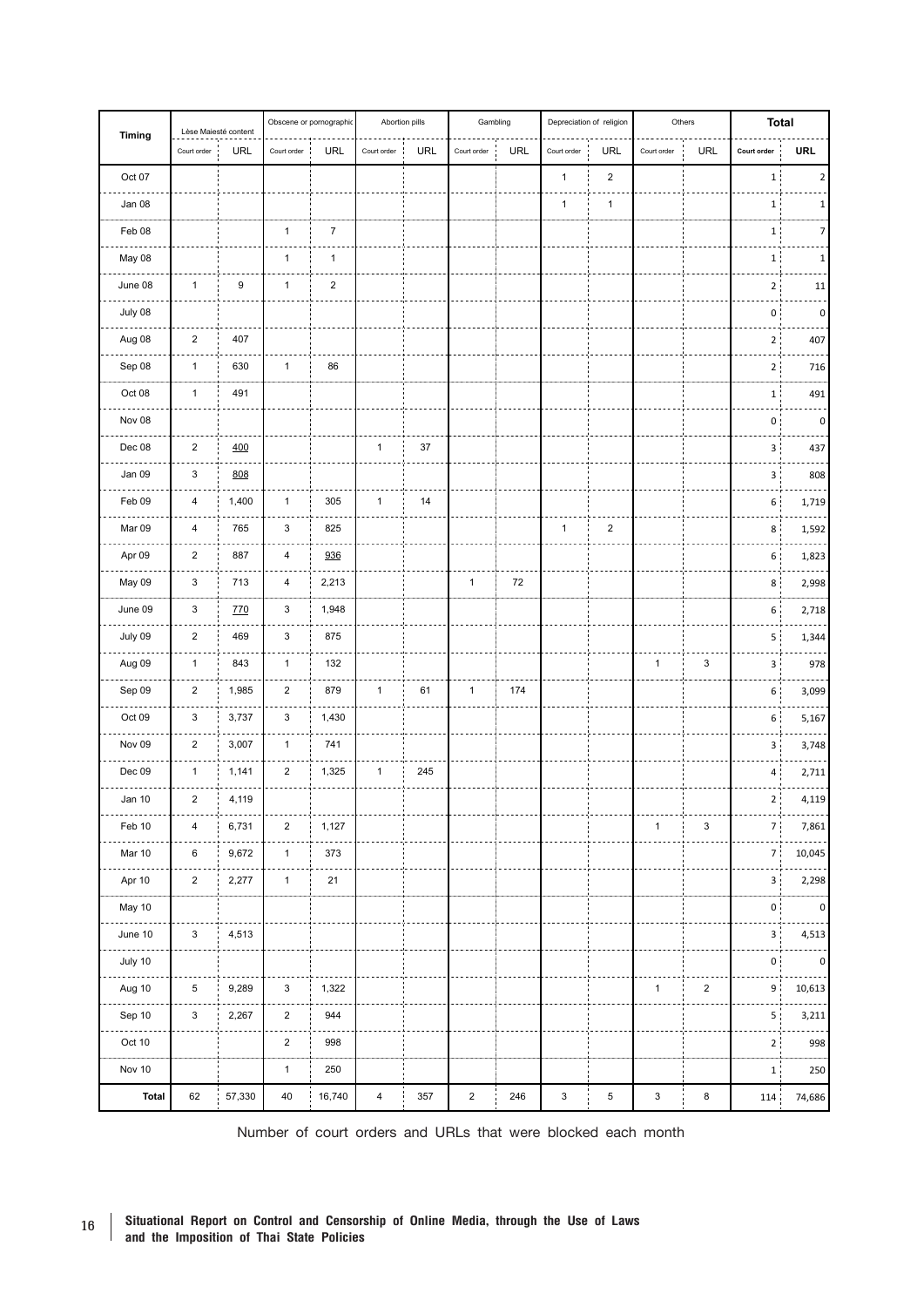| Timing | Lèse Majesté content | | Obscene or pornographic | | Abortion pills | | Gambling | | Depreciation of religion | | Others | | **Total** | |
|---|---|---|---|---|---|---|---|---|---|---|---|---|---|---|
| | Court order | URL | Court order | URL | Court order | URL | Court order | URL | Court order | URL | Court order | URL | **Court order** | **URL** |
| Oct 07 | | | | | | | | | 1 | 2 | | | 1 | 2 |
| Jan 08 | | | | | | | | | 1 | 1 | | | 1 | 1 |
| Feb 08 | | | 1 | 7 | | | | | | | | | 1 | 7 |
| May 08 | | | 1 | 1 | | | | | | | | | 1 | 1 |
| June 08 | 1 | 9 | 1 | 2 | | | | | | | | | 2 | 11 |
| July 08 | | | | | | | | | | | | | 0 | 0 |
| Aug 08 | 2 | 407 | | | | | | | | | | | 2 | 407 |
| Sep 08 | 1 | 630 | 1 | 86 | | | | | | | | | 2 | 716 |
| Oct 08 | 1 | 491 | | | | | | | | | | | 1 | 491 |
| Nov 08 | | | | | | | | | | | | | 0 | 0 |
| Dec 08 | 2 | 400 | | | 1 | 37 | | | | | | | 3 | 437 |
| Jan 09 | 3 | 808 | | | | | | | | | | | 3 | 808 |
| Feb 09 | 4 | 1,400 | 1 | 305 | 1 | 14 | | | | | | | 6 | 1,719 |
| Mar 09 | 4 | 765 | 3 | 825 | | | | | 1 | 2 | | | 8 | 1,592 |
| Apr 09 | 2 | 887 | 4 | 936 | | | | | | | | | 6 | 1,823 |
| May 09 | 3 | 713 | 4 | 2,213 | | | 1 | 72 | | | | | 8 | 2,998 |
| June 09 | 3 | 770 | 3 | 1,948 | | | | | | | | | 6 | 2,718 |
| July 09 | 2 | 469 | 3 | 875 | | | | | | | | | 5 | 1,344 |
| Aug 09 | 1 | 843 | 1 | 132 | | | | | | | 1 | 3 | 3 | 978 |
| Sep 09 | 2 | 1,985 | 2 | 879 | 1 | 61 | 1 | 174 | | | | | 6 | 3,099 |
| Oct 09 | 3 | 3,737 | 3 | 1,430 | | | | | | | | | 6 | 5,167 |
| Nov 09 | 2 | 3,007 | 1 | 741 | | | | | | | | | 3 | 3,748 |
| Dec 09 | 1 | 1,141 | 2 | 1,325 | 1 | 245 | | | | | | | 4 | 2,711 |
| Jan 10 | 2 | 4,119 | | | | | | | | | | | 2 | 4,119 |
| Feb 10 | 4 | 6,731 | 2 | 1,127 | | | | | | | 1 | 3 | 7 | 7,861 |
| Mar 10 | 6 | 9,672 | 1 | 373 | | | | | | | | | 7 | 10,045 |
| Apr 10 | 2 | 2,277 | 1 | 21 | | | | | | | | | 3 | 2,298 |
| May 10 | | | | | | | | | | | | | 0 | 0 |
| June 10 | 3 | 4,513 | | | | | | | | | | | 3 | 4,513 |
| July 10 | | | | | | | | | | | | | 0 | 0 |
| Aug 10 | 5 | 9,289 | 3 | 1,322 | | | | | | | 1 | 2 | 9 | 10,613 |
| Sep 10 | 3 | 2,267 | 2 | 944 | | | | | | | | | 5 | 3,211 |
| Oct 10 | | | 2 | 998 | | | | | | | | | 2 | 998 |
| Nov 10 | | | 1 | 250 | | | | | | | | | 1 | 250 |
| **Total** | 62 | 57,330 | 40 | 16,740 | 4 | 357 | 2 | 246 | 3 | 5 | 3 | 8 | 114 | 74,686 |

Number of court orders and URLs that were blocked each month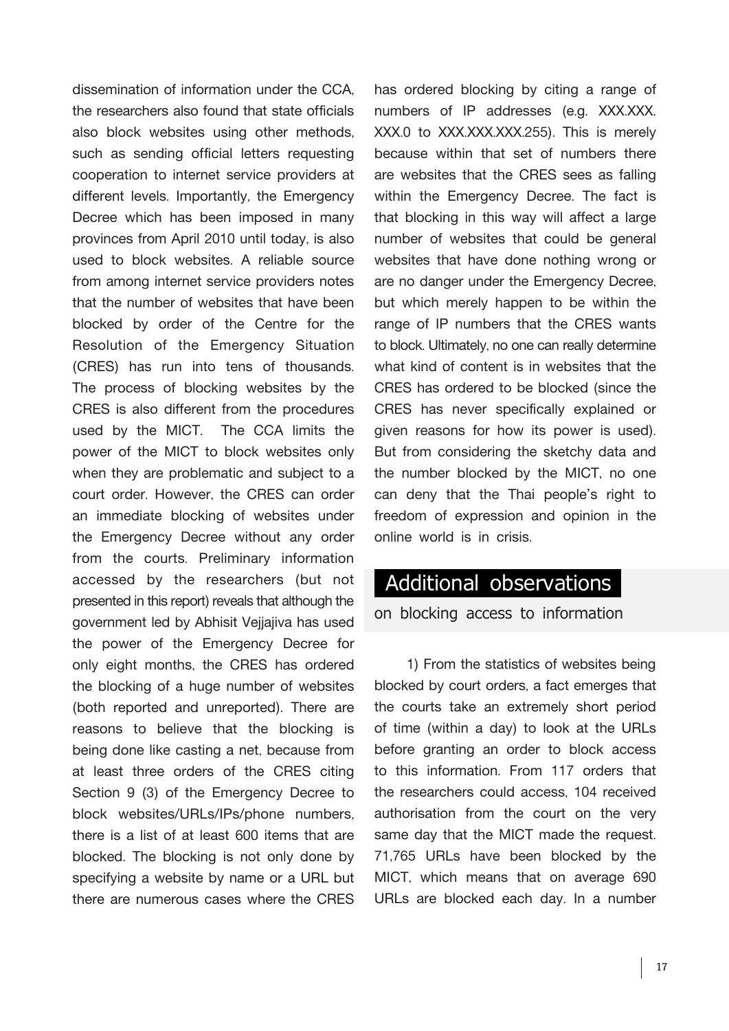dissemination of information under the CCA, the researchers also found that state officials also block websites using other methods, such as sending official letters requesting cooperation to internet service providers at different levels. Importantly, the Emergency Decree which has been imposed in many provinces from April 2010 until today, is also used to block websites. A reliable source from among internet service providers notes that the number of websites that have been blocked by order of the Centre for the Resolution of the Emergency Situation (CRES) has run into tens of thousands. The process of blocking websites by the CRES is also different from the procedures used by the MICT. The CCA limits the power of the MICT to block websites only when they are problematic and subject to a court order. However, the CRES can order an immediate blocking of websites under the Emergency Decree without any order from the courts. Preliminary information accessed by the researchers (but not presented in this report) reveals that although the government led by Abhisit Vejjajiva has used the power of the Emergency Decree for only eight months, the CRES has ordered the blocking of a huge number of websites (both reported and unreported). There are reasons to believe that the blocking is being done like casting a net, because from at least three orders of the CRES citing Section 9 (3) of the Emergency Decree to block websites/URLs/IPs/phone numbers, there is a list of at least 600 items that are blocked. The blocking is not only done by specifying a website by name or a URL but there are numerous cases where the CRES has ordered blocking by citing a range of numbers of IP addresses (e.g. XXX.XXX.XXX.0 to XXX.XXX.XXX.255). This is merely because within that set of numbers there are websites that the CRES sees as falling within the Emergency Decree. The fact is that blocking in this way will affect a large number of websites that could be general websites that have done nothing wrong or are no danger under the Emergency Decree, but which merely happen to be within the range of IP numbers that the CRES wants to block. Ultimately, no one can really determine what kind of content is in websites that the CRES has ordered to be blocked (since the CRES has never specifically explained or given reasons for how its power is used). But from considering the sketchy data and the number blocked by the MICT, no one can deny that the Thai people's right to freedom of expression and opinion in the online world is in crisis.

## Additional observations on blocking access to information

1) From the statistics of websites being blocked by court orders, a fact emerges that the courts take an extremely short period of time (within a day) to look at the URLs before granting an order to block access to this information. From 117 orders that the researchers could access, 104 received authorisation from the court on the very same day that the MICT made the request. 71,765 URLs have been blocked by the MICT, which means that on average 690 URLs are blocked each day. In a number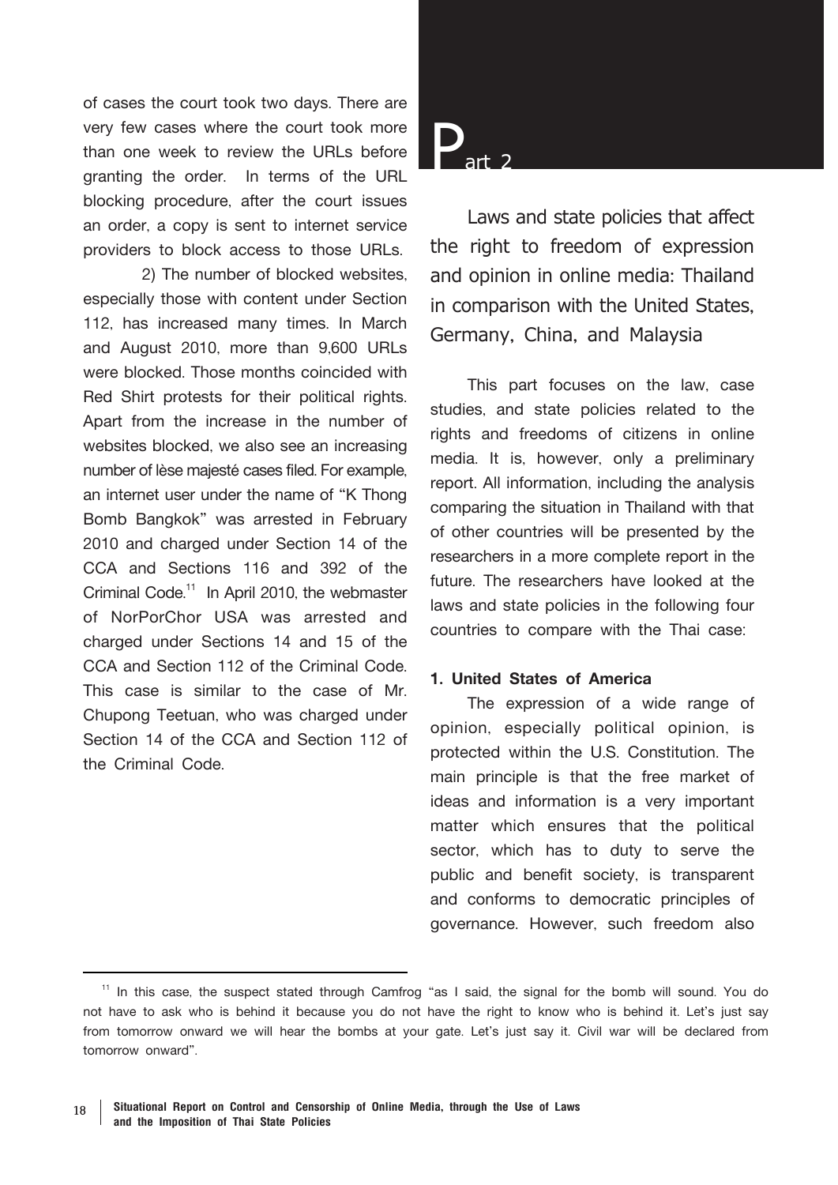of cases the court took two days. There are very few cases where the court took more than one week to review the URLs before granting the order. In terms of the URL blocking procedure, after the court issues an order, a copy is sent to internet service providers to block access to those URLs.

2) The number of blocked websites, especially those with content under Section 112, has increased many times. In March and August 2010, more than 9,600 URLs were blocked. Those months coincided with Red Shirt protests for their political rights. Apart from the increase in the number of websites blocked, we also see an increasing number of lèse majesté cases filed. For example, an internet user under the name of "K Thong Bomb Bangkok" was arrested in February 2010 and charged under Section 14 of the CCA and Sections 116 and 392 of the Criminal Code.[11] In April 2010, the webmaster of NorPorChor USA was arrested and charged under Sections 14 and 15 of the CCA and Section 112 of the Criminal Code. This case is similar to the case of Mr. Chupong Teetuan, who was charged under Section 14 of the CCA and Section 112 of the Criminal Code.

# Part 2

## Laws and state policies that affect the right to freedom of expression and opinion in online media: Thailand in comparison with the United States, Germany, China, and Malaysia

This part focuses on the law, case studies, and state policies related to the rights and freedoms of citizens in online media. It is, however, only a preliminary report. All information, including the analysis comparing the situation in Thailand with that of other countries will be presented by the researchers in a more complete report in the future. The researchers have looked at the laws and state policies in the following four countries to compare with the Thai case:

### 1. United States of America

The expression of a wide range of opinion, especially political opinion, is protected within the U.S. Constitution. The main principle is that the free market of ideas and information is a very important matter which ensures that the political sector, which has to duty to serve the public and benefit society, is transparent and conforms to democratic principles of governance. However, such freedom also

---

[11] In this case, the suspect stated through Camfrog "as I said, the signal for the bomb will sound. You do not have to ask who is behind it because you do not have the right to know who is behind it. Let's just say from tomorrow onward we will hear the bombs at your gate. Let's just say it. Civil war will be declared from tomorrow onward".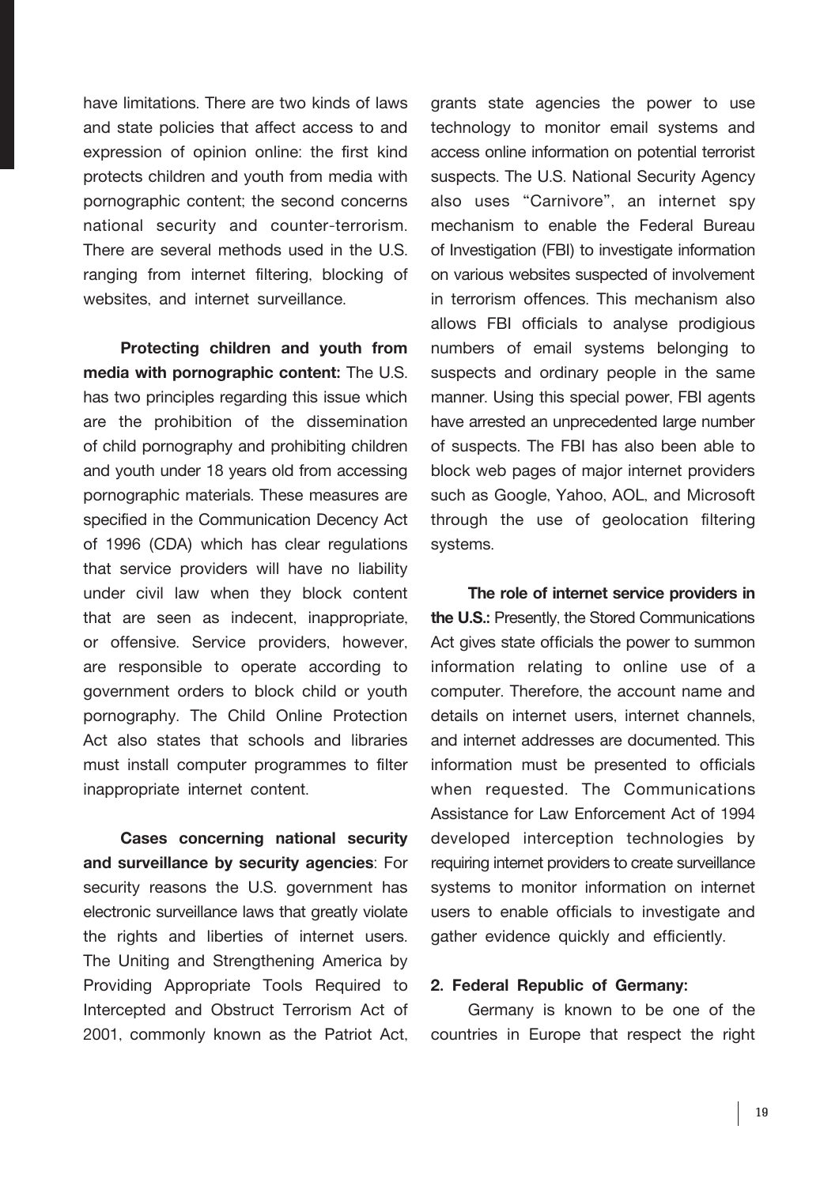have limitations. There are two kinds of laws and state policies that affect access to and expression of opinion online: the first kind protects children and youth from media with pornographic content; the second concerns national security and counter-terrorism. There are several methods used in the U.S. ranging from internet filtering, blocking of websites, and internet surveillance.

**Protecting children and youth from media with pornographic content:** The U.S. has two principles regarding this issue which are the prohibition of the dissemination of child pornography and prohibiting children and youth under 18 years old from accessing pornographic materials. These measures are specified in the Communication Decency Act of 1996 (CDA) which has clear regulations that service providers will have no liability under civil law when they block content that are seen as indecent, inappropriate, or offensive. Service providers, however, are responsible to operate according to government orders to block child or youth pornography. The Child Online Protection Act also states that schools and libraries must install computer programmes to filter inappropriate internet content.

**Cases concerning national security and surveillance by security agencies**: For security reasons the U.S. government has electronic surveillance laws that greatly violate the rights and liberties of internet users. The Uniting and Strengthening America by Providing Appropriate Tools Required to Intercepted and Obstruct Terrorism Act of 2001, commonly known as the Patriot Act, grants state agencies the power to use technology to monitor email systems and access online information on potential terrorist suspects. The U.S. National Security Agency also uses "Carnivore", an internet spy mechanism to enable the Federal Bureau of Investigation (FBI) to investigate information on various websites suspected of involvement in terrorism offences. This mechanism also allows FBI officials to analyse prodigious numbers of email systems belonging to suspects and ordinary people in the same manner. Using this special power, FBI agents have arrested an unprecedented large number of suspects. The FBI has also been able to block web pages of major internet providers such as Google, Yahoo, AOL, and Microsoft through the use of geolocation filtering systems.

**The role of internet service providers in the U.S.:** Presently, the Stored Communications Act gives state officials the power to summon information relating to online use of a computer. Therefore, the account name and details on internet users, internet channels, and internet addresses are documented. This information must be presented to officials when requested. The Communications Assistance for Law Enforcement Act of 1994 developed interception technologies by requiring internet providers to create surveillance systems to monitor information on internet users to enable officials to investigate and gather evidence quickly and efficiently.

**2. Federal Republic of Germany:**

Germany is known to be one of the countries in Europe that respect the right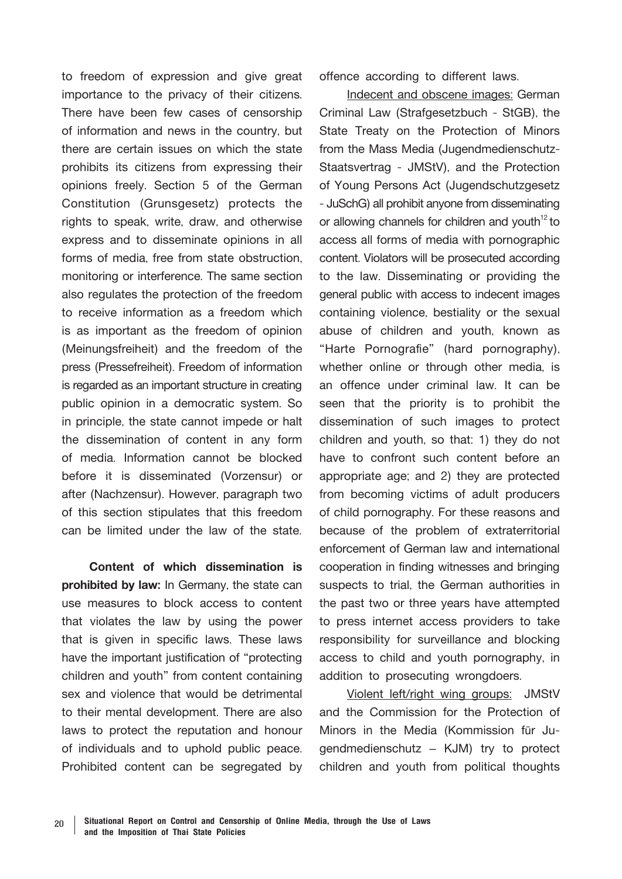to freedom of expression and give great importance to the privacy of their citizens. There have been few cases of censorship of information and news in the country, but there are certain issues on which the state prohibits its citizens from expressing their opinions freely. Section 5 of the German Constitution (Grunsgesetz) protects the rights to speak, write, draw, and otherwise express and to disseminate opinions in all forms of media, free from state obstruction, monitoring or interference. The same section also regulates the protection of the freedom to receive information as a freedom which is as important as the freedom of opinion (Meinungsfreiheit) and the freedom of the press (Pressefreiheit). Freedom of information is regarded as an important structure in creating public opinion in a democratic system. So in principle, the state cannot impede or halt the dissemination of content in any form of media. Information cannot be blocked before it is disseminated (Vorzensur) or after (Nachzensur). However, paragraph two of this section stipulates that this freedom can be limited under the law of the state.

**Content of which dissemination is prohibited by law:** In Germany, the state can use measures to block access to content that violates the law by using the power that is given in specific laws. These laws have the important justification of "protecting children and youth" from content containing sex and violence that would be detrimental to their mental development. There are also laws to protect the reputation and honour of individuals and to uphold public peace. Prohibited content can be segregated by offence according to different laws.

Indecent and obscene images: German Criminal Law (Strafgesetzbuch - StGB), the State Treaty on the Protection of Minors from the Mass Media (Jugendmedienschutz-Staatsvertrag - JMStV), and the Protection of Young Persons Act (Jugendschutzgesetz - JuSchG) all prohibit anyone from disseminating or allowing channels for children and youth[12] to access all forms of media with pornographic content. Violators will be prosecuted according to the law. Disseminating or providing the general public with access to indecent images containing violence, bestiality or the sexual abuse of children and youth, known as "Harte Pornografie" (hard pornography), whether online or through other media, is an offence under criminal law. It can be seen that the priority is to prohibit the dissemination of such images to protect children and youth, so that: 1) they do not have to confront such content before an appropriate age; and 2) they are protected from becoming victims of adult producers of child pornography. For these reasons and because of the problem of extraterritorial enforcement of German law and international cooperation in finding witnesses and bringing suspects to trial, the German authorities in the past two or three years have attempted to press internet access providers to take responsibility for surveillance and blocking access to child and youth pornography, in addition to prosecuting wrongdoers.

Violent left/right wing groups: JMStV and the Commission for the Protection of Minors in the Media (Kommission für Jugendmedienschutz – KJM) try to protect children and youth from political thoughts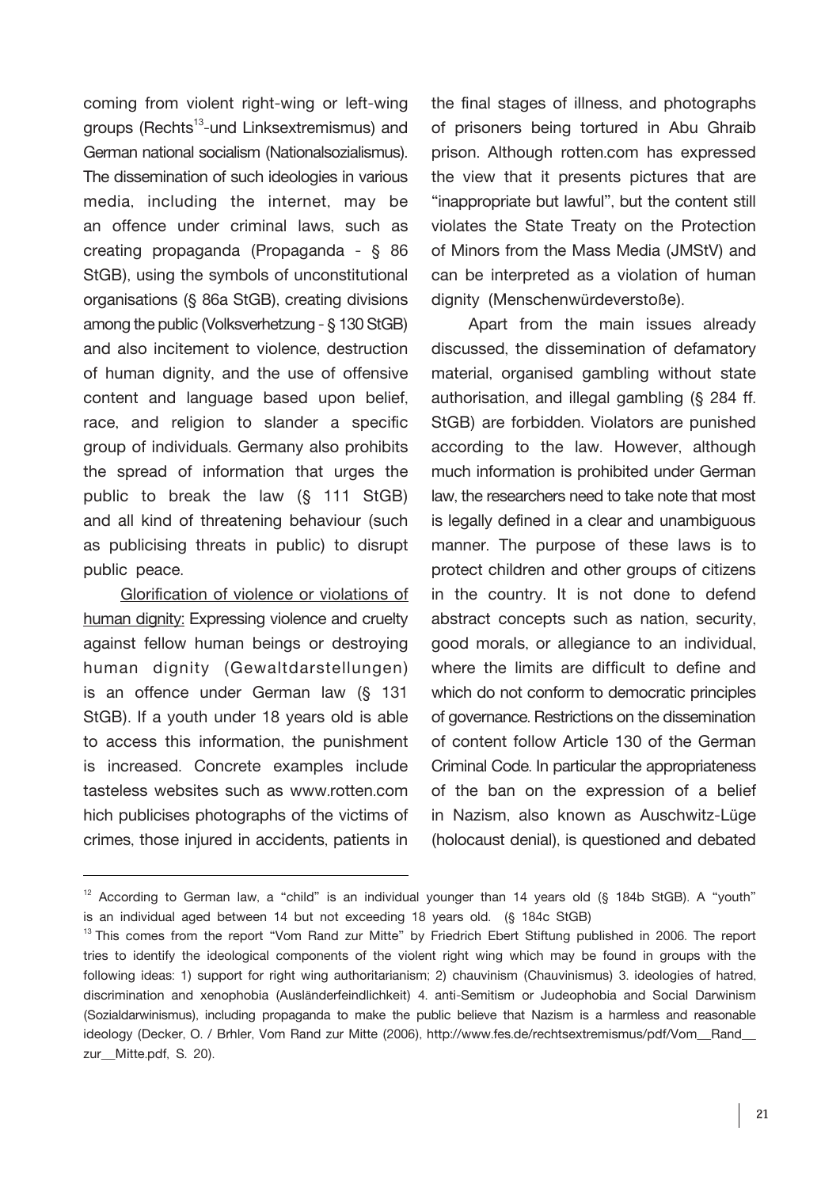coming from violent right-wing or left-wing groups (Rechts[13]-und Linksextremismus) and German national socialism (Nationalsozialismus). The dissemination of such ideologies in various media, including the internet, may be an offence under criminal laws, such as creating propaganda (Propaganda - § 86 StGB), using the symbols of unconstitutional organisations (§ 86a StGB), creating divisions among the public (Volksverhetzung - § 130 StGB) and also incitement to violence, destruction of human dignity, and the use of offensive content and language based upon belief, race, and religion to slander a specific group of individuals. Germany also prohibits the spread of information that urges the public to break the law (§ 111 StGB) and all kind of threatening behaviour (such as publicising threats in public) to disrupt public peace.

Glorification of violence or violations of human dignity: Expressing violence and cruelty against fellow human beings or destroying human dignity (Gewaltdarstellungen) is an offence under German law (§ 131 StGB). If a youth under 18 years old is able to access this information, the punishment is increased. Concrete examples include tasteless websites such as www.rotten.com hich publicises photographs of the victims of crimes, those injured in accidents, patients in the final stages of illness, and photographs of prisoners being tortured in Abu Ghraib prison. Although rotten.com has expressed the view that it presents pictures that are "inappropriate but lawful", but the content still violates the State Treaty on the Protection of Minors from the Mass Media (JMStV) and can be interpreted as a violation of human dignity (Menschenwürdeverstoße).

Apart from the main issues already discussed, the dissemination of defamatory material, organised gambling without state authorisation, and illegal gambling (§ 284 ff. StGB) are forbidden. Violators are punished according to the law. However, although much information is prohibited under German law, the researchers need to take note that most is legally defined in a clear and unambiguous manner. The purpose of these laws is to protect children and other groups of citizens in the country. It is not done to defend abstract concepts such as nation, security, good morals, or allegiance to an individual, where the limits are difficult to define and which do not conform to democratic principles of governance. Restrictions on the dissemination of content follow Article 130 of the German Criminal Code. In particular the appropriateness of the ban on the expression of a belief in Nazism, also known as Auschwitz-Lüge (holocaust denial), is questioned and debated

---

[12] According to German law, a "child" is an individual younger than 14 years old (§ 184b StGB). A "youth" is an individual aged between 14 but not exceeding 18 years old. (§ 184c StGB)

[13] This comes from the report "Vom Rand zur Mitte" by Friedrich Ebert Stiftung published in 2006. The report tries to identify the ideological components of the violent right wing which may be found in groups with the following ideas: 1) support for right wing authoritarianism; 2) chauvinism (Chauvinismus) 3. ideologies of hatred, discrimination and xenophobia (Ausländerfeindlichkeit) 4. anti-Semitism or Judeophobia and Social Darwinism (Sozialdarwinismus), including propaganda to make the public believe that Nazism is a harmless and reasonable ideology (Decker, O. / Brhler, Vom Rand zur Mitte (2006), http://www.fes.de/rechtsextremismus/pdf/Vom__Rand__zur__Mitte.pdf, S. 20).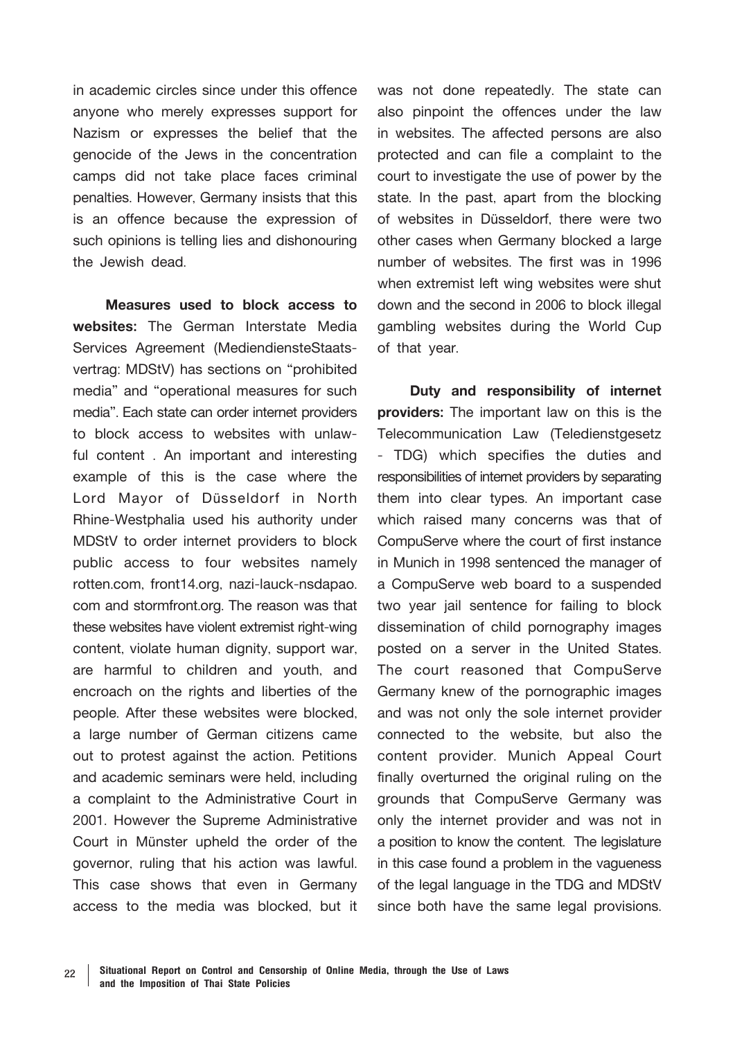in academic circles since under this offence anyone who merely expresses support for Nazism or expresses the belief that the genocide of the Jews in the concentration camps did not take place faces criminal penalties. However, Germany insists that this is an offence because the expression of such opinions is telling lies and dishonouring the Jewish dead.

**Measures used to block access to websites:** The German Interstate Media Services Agreement (MediendiensteStaats-vertrag: MDStV) has sections on "prohibited media" and "operational measures for such media". Each state can order internet providers to block access to websites with unlawful content . An important and interesting example of this is the case where the Lord Mayor of Düsseldorf in North Rhine-Westphalia used his authority under MDStV to order internet providers to block public access to four websites namely rotten.com, front14.org, nazi-lauck-nsdapao.com and stormfront.org. The reason was that these websites have violent extremist right-wing content, violate human dignity, support war, are harmful to children and youth, and encroach on the rights and liberties of the people. After these websites were blocked, a large number of German citizens came out to protest against the action. Petitions and academic seminars were held, including a complaint to the Administrative Court in 2001. However the Supreme Administrative Court in Münster upheld the order of the governor, ruling that his action was lawful. This case shows that even in Germany access to the media was blocked, but it was not done repeatedly. The state can also pinpoint the offences under the law in websites. The affected persons are also protected and can file a complaint to the court to investigate the use of power by the state. In the past, apart from the blocking of websites in Düsseldorf, there were two other cases when Germany blocked a large number of websites. The first was in 1996 when extremist left wing websites were shut down and the second in 2006 to block illegal gambling websites during the World Cup of that year.

**Duty and responsibility of internet providers:** The important law on this is the Telecommunication Law (Teledienstgesetz - TDG) which specifies the duties and responsibilities of internet providers by separating them into clear types. An important case which raised many concerns was that of CompuServe where the court of first instance in Munich in 1998 sentenced the manager of a CompuServe web board to a suspended two year jail sentence for failing to block dissemination of child pornography images posted on a server in the United States. The court reasoned that CompuServe Germany knew of the pornographic images and was not only the sole internet provider connected to the website, but also the content provider. Munich Appeal Court finally overturned the original ruling on the grounds that CompuServe Germany was only the internet provider and was not in a position to know the content. The legislature in this case found a problem in the vagueness of the legal language in the TDG and MDStV since both have the same legal provisions.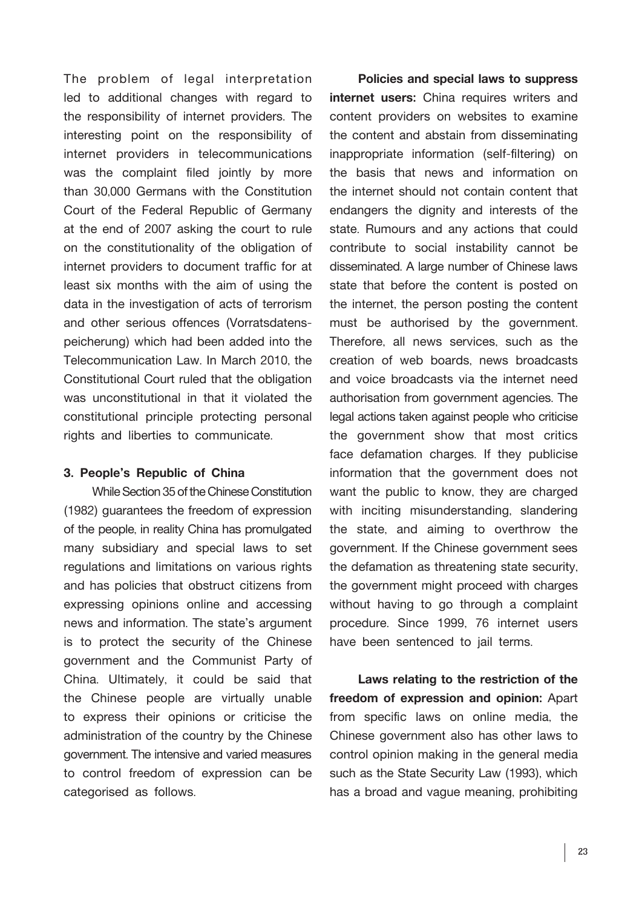The problem of legal interpretation led to additional changes with regard to the responsibility of internet providers. The interesting point on the responsibility of internet providers in telecommunications was the complaint filed jointly by more than 30,000 Germans with the Constitution Court of the Federal Republic of Germany at the end of 2007 asking the court to rule on the constitutionality of the obligation of internet providers to document traffic for at least six months with the aim of using the data in the investigation of acts of terrorism and other serious offences (Vorratsdatens-peicherung) which had been added into the Telecommunication Law. In March 2010, the Constitutional Court ruled that the obligation was unconstitutional in that it violated the constitutional principle protecting personal rights and liberties to communicate.

**3. People's Republic of China**

While Section 35 of the Chinese Constitution (1982) guarantees the freedom of expression of the people, in reality China has promulgated many subsidiary and special laws to set regulations and limitations on various rights and has policies that obstruct citizens from expressing opinions online and accessing news and information. The state's argument is to protect the security of the Chinese government and the Communist Party of China. Ultimately, it could be said that the Chinese people are virtually unable to express their opinions or criticise the administration of the country by the Chinese government. The intensive and varied measures to control freedom of expression can be categorised as follows.

**Policies and special laws to suppress internet users:** China requires writers and content providers on websites to examine the content and abstain from disseminating inappropriate information (self-filtering) on the basis that news and information on the internet should not contain content that endangers the dignity and interests of the state. Rumours and any actions that could contribute to social instability cannot be disseminated. A large number of Chinese laws state that before the content is posted on the internet, the person posting the content must be authorised by the government. Therefore, all news services, such as the creation of web boards, news broadcasts and voice broadcasts via the internet need authorisation from government agencies. The legal actions taken against people who criticise the government show that most critics face defamation charges. If they publicise information that the government does not want the public to know, they are charged with inciting misunderstanding, slandering the state, and aiming to overthrow the government. If the Chinese government sees the defamation as threatening state security, the government might proceed with charges without having to go through a complaint procedure. Since 1999, 76 internet users have been sentenced to jail terms.

**Laws relating to the restriction of the freedom of expression and opinion:** Apart from specific laws on online media, the Chinese government also has other laws to control opinion making in the general media such as the State Security Law (1993), which has a broad and vague meaning, prohibiting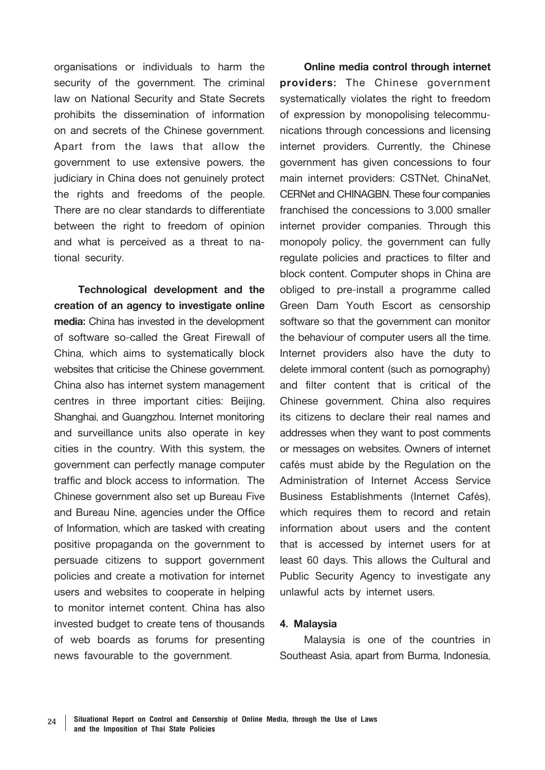organisations or individuals to harm the security of the government. The criminal law on National Security and State Secrets prohibits the dissemination of information on and secrets of the Chinese government. Apart from the laws that allow the government to use extensive powers, the judiciary in China does not genuinely protect the rights and freedoms of the people. There are no clear standards to differentiate between the right to freedom of opinion and what is perceived as a threat to national security.

**Technological development and the creation of an agency to investigate online media:** China has invested in the development of software so-called the Great Firewall of China, which aims to systematically block websites that criticise the Chinese government. China also has internet system management centres in three important cities: Beijing, Shanghai, and Guangzhou. Internet monitoring and surveillance units also operate in key cities in the country. With this system, the government can perfectly manage computer traffic and block access to information. The Chinese government also set up Bureau Five and Bureau Nine, agencies under the Office of Information, which are tasked with creating positive propaganda on the government to persuade citizens to support government policies and create a motivation for internet users and websites to cooperate in helping to monitor internet content. China has also invested budget to create tens of thousands of web boards as forums for presenting news favourable to the government.

**Online media control through internet providers:** The Chinese government systematically violates the right to freedom of expression by monopolising telecommunications through concessions and licensing internet providers. Currently, the Chinese government has given concessions to four main internet providers: CSTNet, ChinaNet, CERNet and CHINAGBN. These four companies franchised the concessions to 3,000 smaller internet provider companies. Through this monopoly policy, the government can fully regulate policies and practices to filter and block content. Computer shops in China are obliged to pre-install a programme called Green Dam Youth Escort as censorship software so that the government can monitor the behaviour of computer users all the time. Internet providers also have the duty to delete immoral content (such as pornography) and filter content that is critical of the Chinese government. China also requires its citizens to declare their real names and addresses when they want to post comments or messages on websites. Owners of internet cafés must abide by the Regulation on the Administration of Internet Access Service Business Establishments (Internet Cafés), which requires them to record and retain information about users and the content that is accessed by internet users for at least 60 days. This allows the Cultural and Public Security Agency to investigate any unlawful acts by internet users.

#### 4. Malaysia

Malaysia is one of the countries in Southeast Asia, apart from Burma, Indonesia,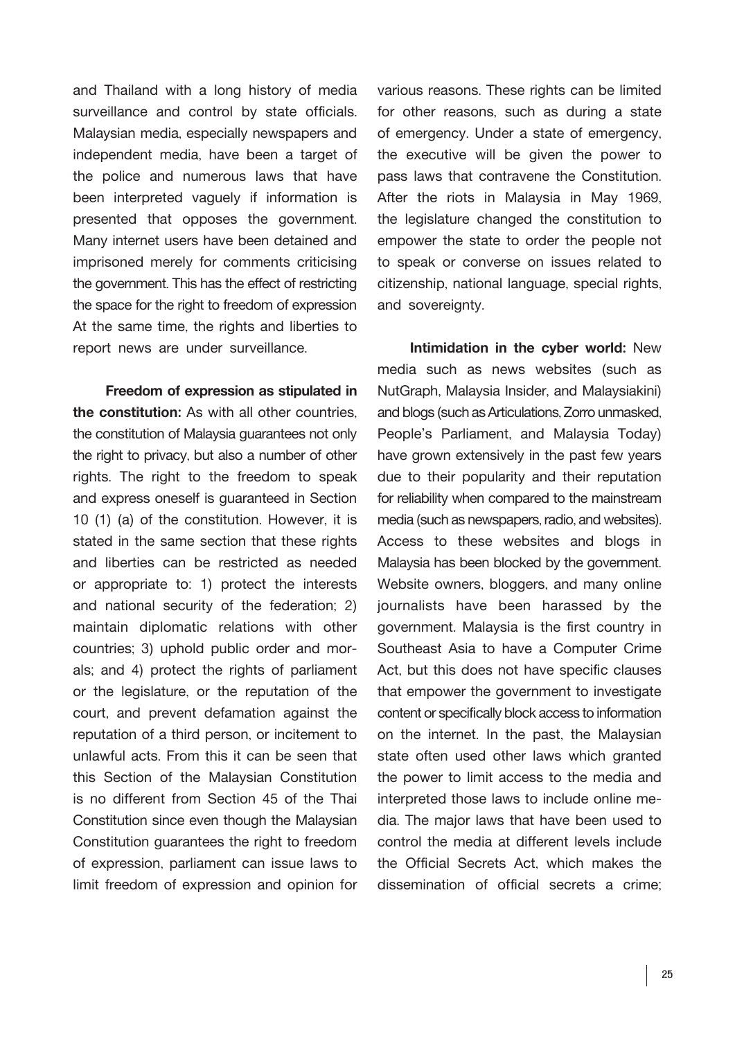and Thailand with a long history of media surveillance and control by state officials. Malaysian media, especially newspapers and independent media, have been a target of the police and numerous laws that have been interpreted vaguely if information is presented that opposes the government. Many internet users have been detained and imprisoned merely for comments criticising the government. This has the effect of restricting the space for the right to freedom of expression At the same time, the rights and liberties to report news are under surveillance.

**Freedom of expression as stipulated in the constitution:** As with all other countries, the constitution of Malaysia guarantees not only the right to privacy, but also a number of other rights. The right to the freedom to speak and express oneself is guaranteed in Section 10 (1) (a) of the constitution. However, it is stated in the same section that these rights and liberties can be restricted as needed or appropriate to: 1) protect the interests and national security of the federation; 2) maintain diplomatic relations with other countries; 3) uphold public order and morals; and 4) protect the rights of parliament or the legislature, or the reputation of the court, and prevent defamation against the reputation of a third person, or incitement to unlawful acts. From this it can be seen that this Section of the Malaysian Constitution is no different from Section 45 of the Thai Constitution since even though the Malaysian Constitution guarantees the right to freedom of expression, parliament can issue laws to limit freedom of expression and opinion for various reasons. These rights can be limited for other reasons, such as during a state of emergency. Under a state of emergency, the executive will be given the power to pass laws that contravene the Constitution. After the riots in Malaysia in May 1969, the legislature changed the constitution to empower the state to order the people not to speak or converse on issues related to citizenship, national language, special rights, and sovereignty.

**Intimidation in the cyber world:** New media such as news websites (such as NutGraph, Malaysia Insider, and Malaysiakini) and blogs (such as Articulations, Zorro unmasked, People's Parliament, and Malaysia Today) have grown extensively in the past few years due to their popularity and their reputation for reliability when compared to the mainstream media (such as newspapers, radio, and websites). Access to these websites and blogs in Malaysia has been blocked by the government. Website owners, bloggers, and many online journalists have been harassed by the government. Malaysia is the first country in Southeast Asia to have a Computer Crime Act, but this does not have specific clauses that empower the government to investigate content or specifically block access to information on the internet. In the past, the Malaysian state often used other laws which granted the power to limit access to the media and interpreted those laws to include online media. The major laws that have been used to control the media at different levels include the Official Secrets Act, which makes the dissemination of official secrets a crime;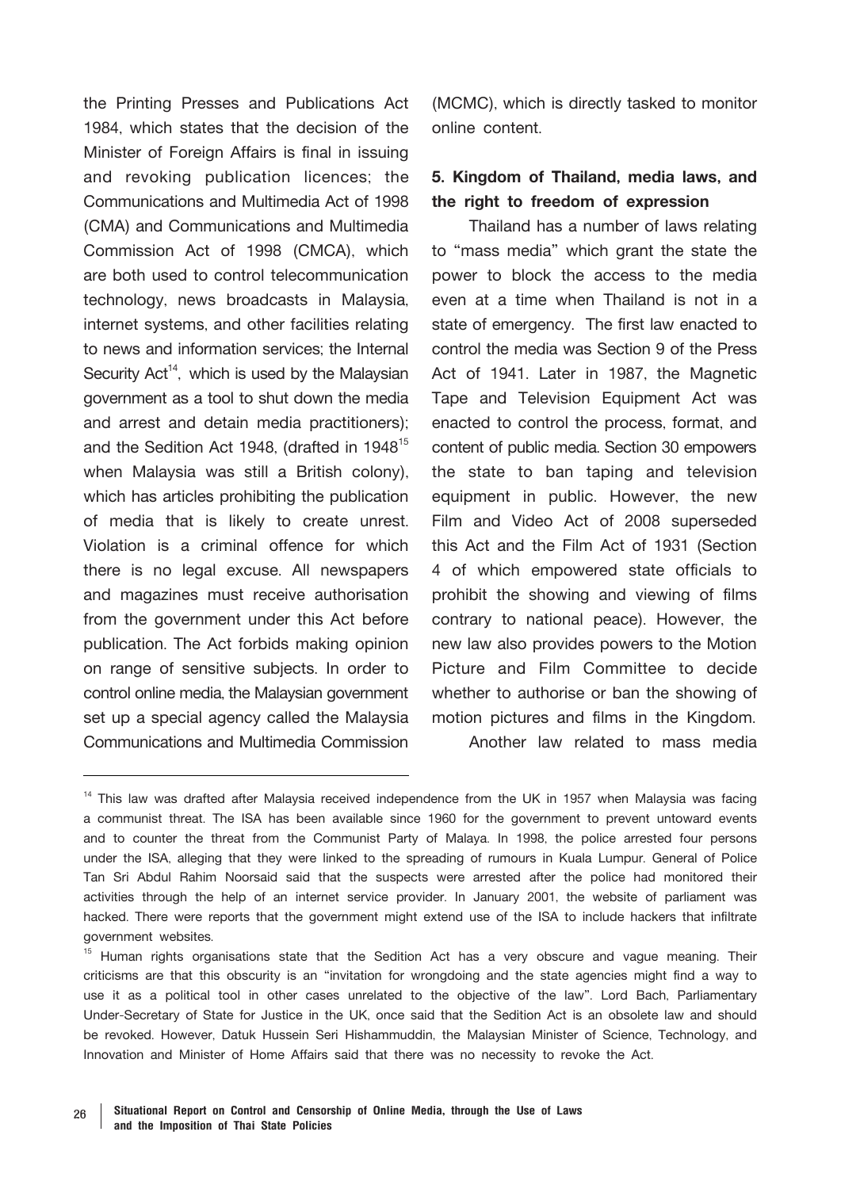the Printing Presses and Publications Act 1984, which states that the decision of the Minister of Foreign Affairs is final in issuing and revoking publication licences; the Communications and Multimedia Act of 1998 (CMA) and Communications and Multimedia Commission Act of 1998 (CMCA), which are both used to control telecommunication technology, news broadcasts in Malaysia, internet systems, and other facilities relating to news and information services; the Internal Security Act[14], which is used by the Malaysian government as a tool to shut down the media and arrest and detain media practitioners); and the Sedition Act 1948, (drafted in 1948[15] when Malaysia was still a British colony), which has articles prohibiting the publication of media that is likely to create unrest. Violation is a criminal offence for which there is no legal excuse. All newspapers and magazines must receive authorisation from the government under this Act before publication. The Act forbids making opinion on range of sensitive subjects. In order to control online media, the Malaysian government set up a special agency called the Malaysia Communications and Multimedia Commission (MCMC), which is directly tasked to monitor online content.

**5. Kingdom of Thailand, media laws, and the right to freedom of expression**

Thailand has a number of laws relating to "mass media" which grant the state the power to block the access to the media even at a time when Thailand is not in a state of emergency. The first law enacted to control the media was Section 9 of the Press Act of 1941. Later in 1987, the Magnetic Tape and Television Equipment Act was enacted to control the process, format, and content of public media. Section 30 empowers the state to ban taping and television equipment in public. However, the new Film and Video Act of 2008 superseded this Act and the Film Act of 1931 (Section 4 of which empowered state officials to prohibit the showing and viewing of films contrary to national peace). However, the new law also provides powers to the Motion Picture and Film Committee to decide whether to authorise or ban the showing of motion pictures and films in the Kingdom.

Another law related to mass media

---

[14] This law was drafted after Malaysia received independence from the UK in 1957 when Malaysia was facing a communist threat. The ISA has been available since 1960 for the government to prevent untoward events and to counter the threat from the Communist Party of Malaya. In 1998, the police arrested four persons under the ISA, alleging that they were linked to the spreading of rumours in Kuala Lumpur. General of Police Tan Sri Abdul Rahim Noorsaid said that the suspects were arrested after the police had monitored their activities through the help of an internet service provider. In January 2001, the website of parliament was hacked. There were reports that the government might extend use of the ISA to include hackers that infiltrate government websites.

[15] Human rights organisations state that the Sedition Act has a very obscure and vague meaning. Their criticisms are that this obscurity is an "invitation for wrongdoing and the state agencies might find a way to use it as a political tool in other cases unrelated to the objective of the law". Lord Bach, Parliamentary Under-Secretary of State for Justice in the UK, once said that the Sedition Act is an obsolete law and should be revoked. However, Datuk Hussein Seri Hishammuddin, the Malaysian Minister of Science, Technology, and Innovation and Minister of Home Affairs said that there was no necessity to revoke the Act.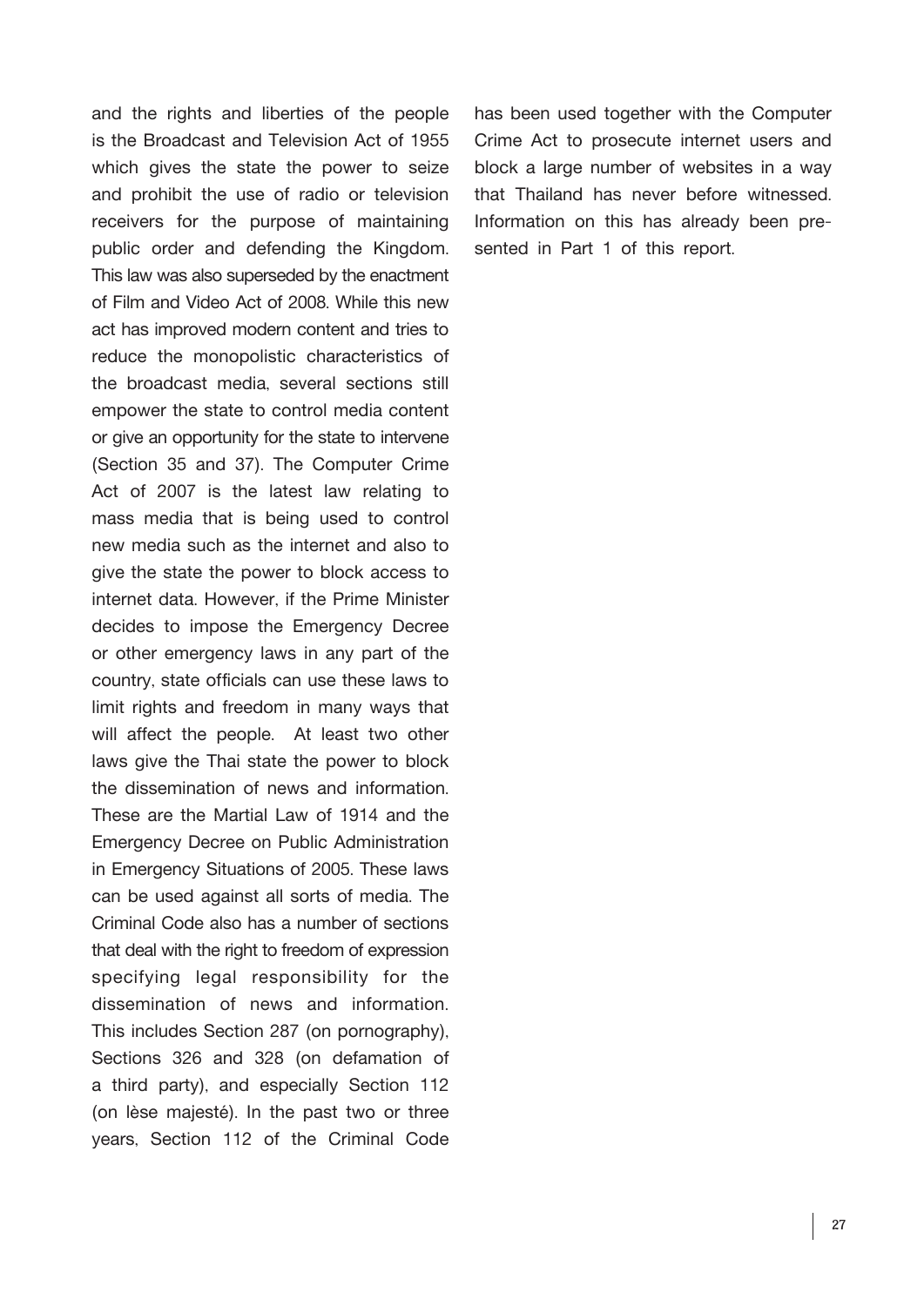and the rights and liberties of the people is the Broadcast and Television Act of 1955 which gives the state the power to seize and prohibit the use of radio or television receivers for the purpose of maintaining public order and defending the Kingdom. This law was also superseded by the enactment of Film and Video Act of 2008. While this new act has improved modern content and tries to reduce the monopolistic characteristics of the broadcast media, several sections still empower the state to control media content or give an opportunity for the state to intervene (Section 35 and 37). The Computer Crime Act of 2007 is the latest law relating to mass media that is being used to control new media such as the internet and also to give the state the power to block access to internet data. However, if the Prime Minister decides to impose the Emergency Decree or other emergency laws in any part of the country, state officials can use these laws to limit rights and freedom in many ways that will affect the people. At least two other laws give the Thai state the power to block the dissemination of news and information. These are the Martial Law of 1914 and the Emergency Decree on Public Administration in Emergency Situations of 2005. These laws can be used against all sorts of media. The Criminal Code also has a number of sections that deal with the right to freedom of expression specifying legal responsibility for the dissemination of news and information. This includes Section 287 (on pornography), Sections 326 and 328 (on defamation of a third party), and especially Section 112 (on lèse majesté). In the past two or three years, Section 112 of the Criminal Code has been used together with the Computer Crime Act to prosecute internet users and block a large number of websites in a way that Thailand has never before witnessed. Information on this has already been presented in Part 1 of this report.